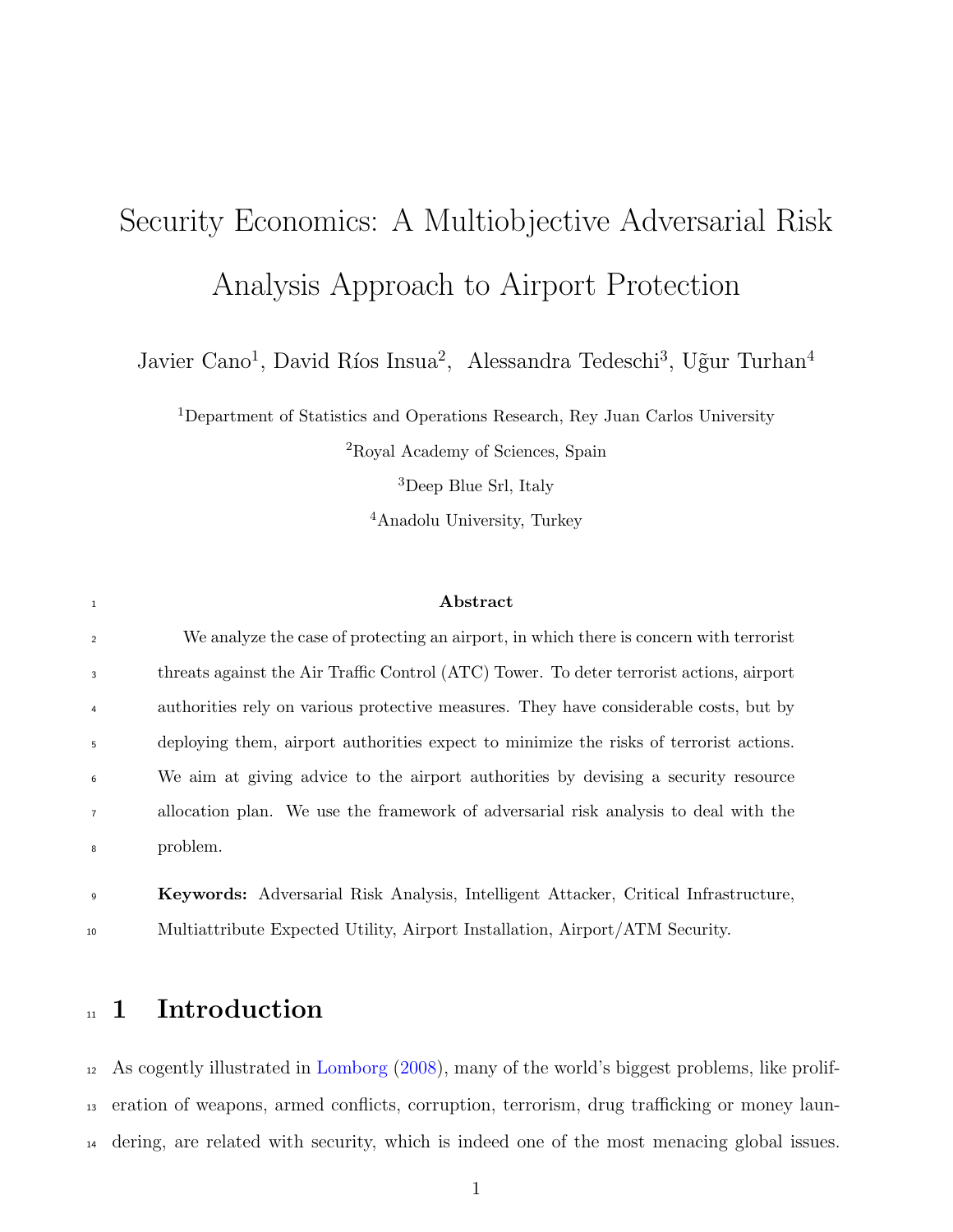# Security Economics: A Multiobjective Adversarial Risk Analysis Approach to Airport Protection

Javier Cano[1], David Ríos Insua[2], Alessandra Tedeschi[3], Uğur Turhan[4]

[1]Department of Statistics and Operations Research, Rey Juan Carlos University

[2]Royal Academy of Sciences, Spain

[3]Deep Blue Srl, Italy

[4]Anadolu University, Turkey

**Abstract**

We analyze the case of protecting an airport, in which there is concern with terrorist threats against the Air Traffic Control (ATC) Tower. To deter terrorist actions, airport authorities rely on various protective measures. They have considerable costs, but by deploying them, airport authorities expect to minimize the risks of terrorist actions. We aim at giving advice to the airport authorities by devising a security resource allocation plan. We use the framework of adversarial risk analysis to deal with the problem.

**Keywords:** Adversarial Risk Analysis, Intelligent Attacker, Critical Infrastructure, Multiattribute Expected Utility, Airport Installation, Airport/ATM Security.

## 1 Introduction

As cogently illustrated in Lomborg (2008), many of the world's biggest problems, like proliferation of weapons, armed conflicts, corruption, terrorism, drug trafficking or money laundering, are related with security, which is indeed one of the most menacing global issues.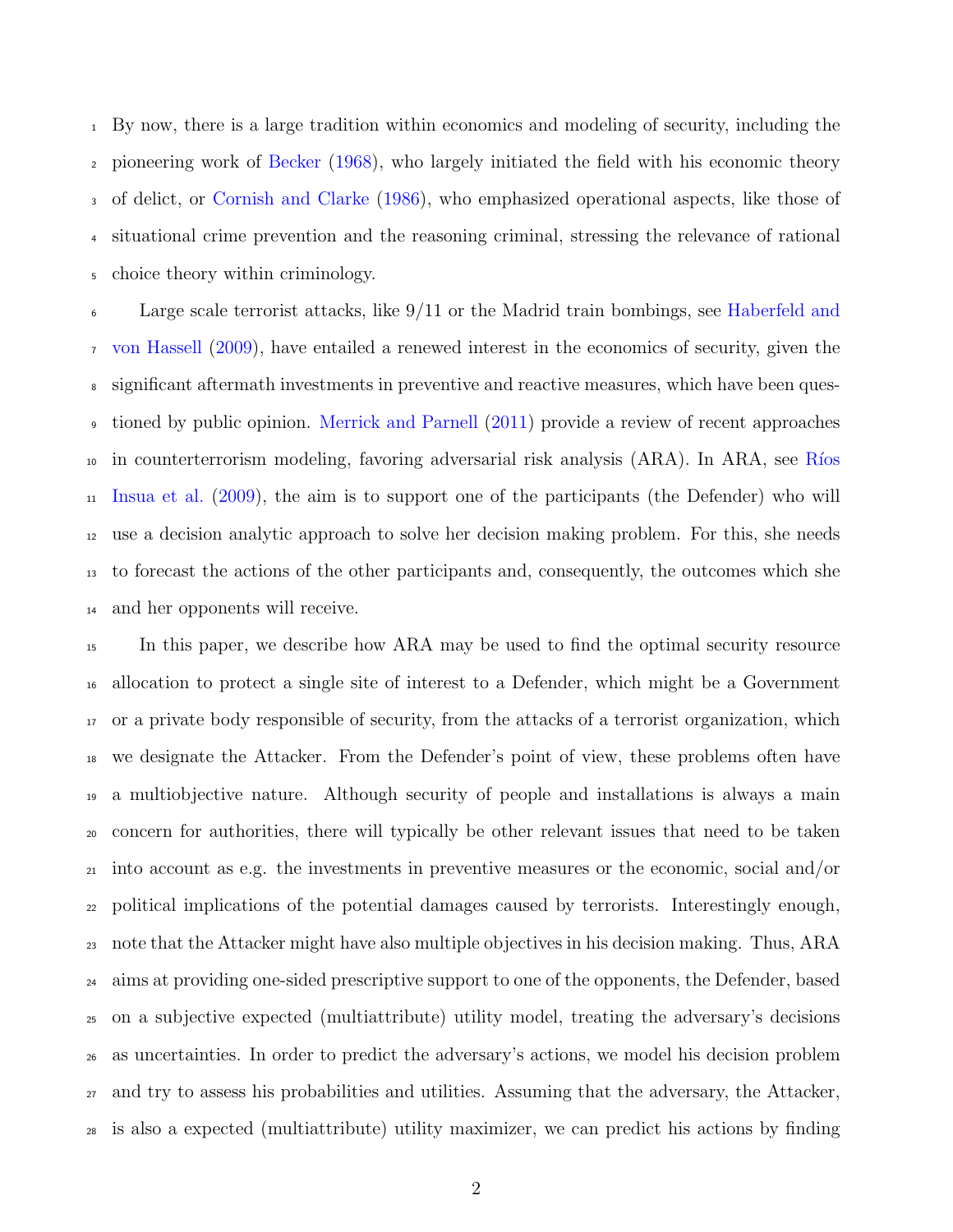By now, there is a large tradition within economics and modeling of security, including the pioneering work of Becker (1968), who largely initiated the field with his economic theory of delict, or Cornish and Clarke (1986), who emphasized operational aspects, like those of situational crime prevention and the reasoning criminal, stressing the relevance of rational choice theory within criminology.

Large scale terrorist attacks, like 9/11 or the Madrid train bombings, see Haberfeld and von Hassell (2009), have entailed a renewed interest in the economics of security, given the significant aftermath investments in preventive and reactive measures, which have been questioned by public opinion. Merrick and Parnell (2011) provide a review of recent approaches in counterterrorism modeling, favoring adversarial risk analysis (ARA). In ARA, see Ríos Insua et al. (2009), the aim is to support one of the participants (the Defender) who will use a decision analytic approach to solve her decision making problem. For this, she needs to forecast the actions of the other participants and, consequently, the outcomes which she and her opponents will receive.

In this paper, we describe how ARA may be used to find the optimal security resource allocation to protect a single site of interest to a Defender, which might be a Government or a private body responsible of security, from the attacks of a terrorist organization, which we designate the Attacker. From the Defender's point of view, these problems often have a multiobjective nature. Although security of people and installations is always a main concern for authorities, there will typically be other relevant issues that need to be taken into account as e.g. the investments in preventive measures or the economic, social and/or political implications of the potential damages caused by terrorists. Interestingly enough, note that the Attacker might have also multiple objectives in his decision making. Thus, ARA aims at providing one-sided prescriptive support to one of the opponents, the Defender, based on a subjective expected (multiattribute) utility model, treating the adversary's decisions as uncertainties. In order to predict the adversary's actions, we model his decision problem and try to assess his probabilities and utilities. Assuming that the adversary, the Attacker, is also a expected (multiattribute) utility maximizer, we can predict his actions by finding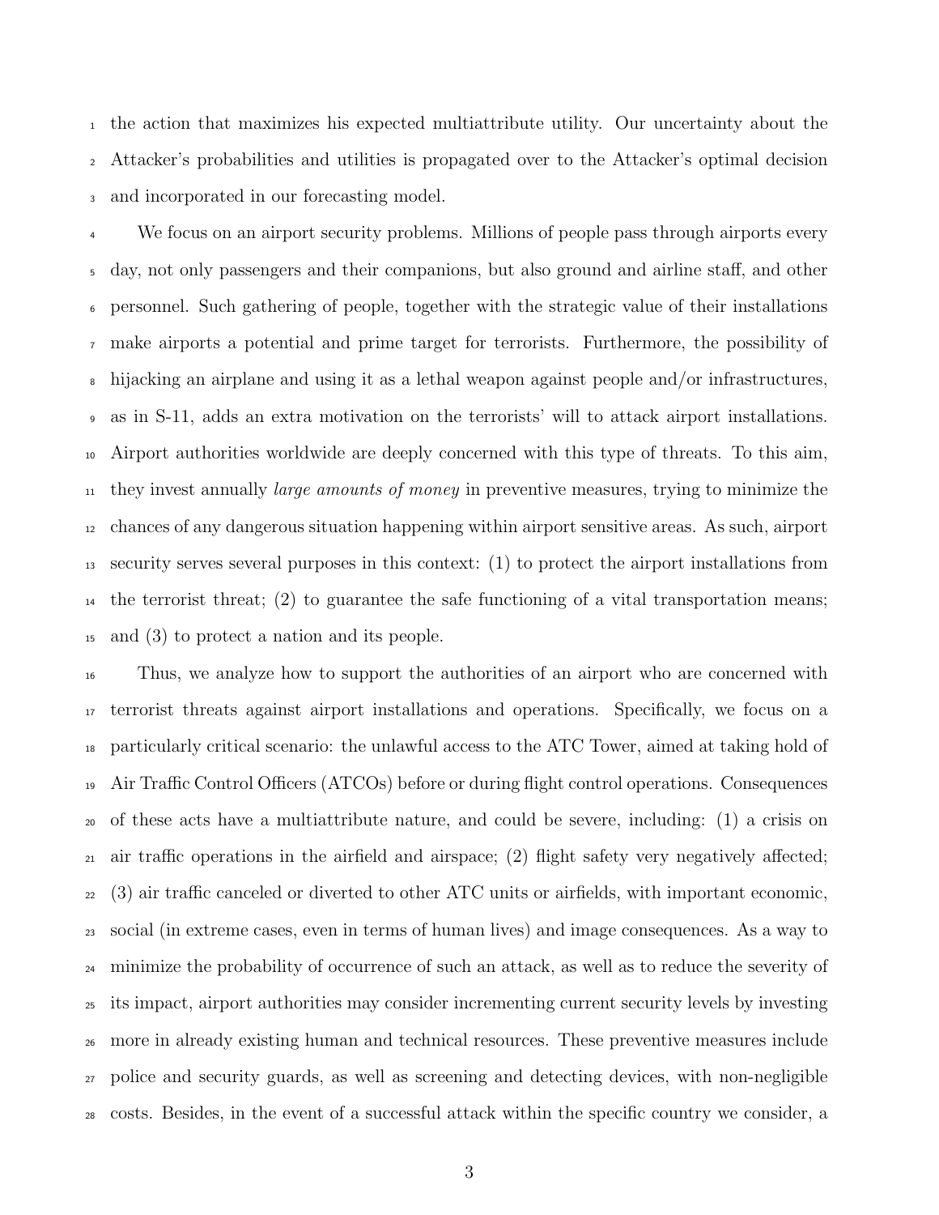the action that maximizes his expected multiattribute utility. Our uncertainty about the Attacker's probabilities and utilities is propagated over to the Attacker's optimal decision and incorporated in our forecasting model.

We focus on an airport security problems. Millions of people pass through airports every day, not only passengers and their companions, but also ground and airline staff, and other personnel. Such gathering of people, together with the strategic value of their installations make airports a potential and prime target for terrorists. Furthermore, the possibility of hijacking an airplane and using it as a lethal weapon against people and/or infrastructures, as in S-11, adds an extra motivation on the terrorists' will to attack airport installations. Airport authorities worldwide are deeply concerned with this type of threats. To this aim, they invest annually *large amounts of money* in preventive measures, trying to minimize the chances of any dangerous situation happening within airport sensitive areas. As such, airport security serves several purposes in this context: (1) to protect the airport installations from the terrorist threat; (2) to guarantee the safe functioning of a vital transportation means; and (3) to protect a nation and its people.

Thus, we analyze how to support the authorities of an airport who are concerned with terrorist threats against airport installations and operations. Specifically, we focus on a particularly critical scenario: the unlawful access to the ATC Tower, aimed at taking hold of Air Traffic Control Officers (ATCOs) before or during flight control operations. Consequences of these acts have a multiattribute nature, and could be severe, including: (1) a crisis on air traffic operations in the airfield and airspace; (2) flight safety very negatively affected; (3) air traffic canceled or diverted to other ATC units or airfields, with important economic, social (in extreme cases, even in terms of human lives) and image consequences. As a way to minimize the probability of occurrence of such an attack, as well as to reduce the severity of its impact, airport authorities may consider incrementing current security levels by investing more in already existing human and technical resources. These preventive measures include police and security guards, as well as screening and detecting devices, with non-negligible costs. Besides, in the event of a successful attack within the specific country we consider, a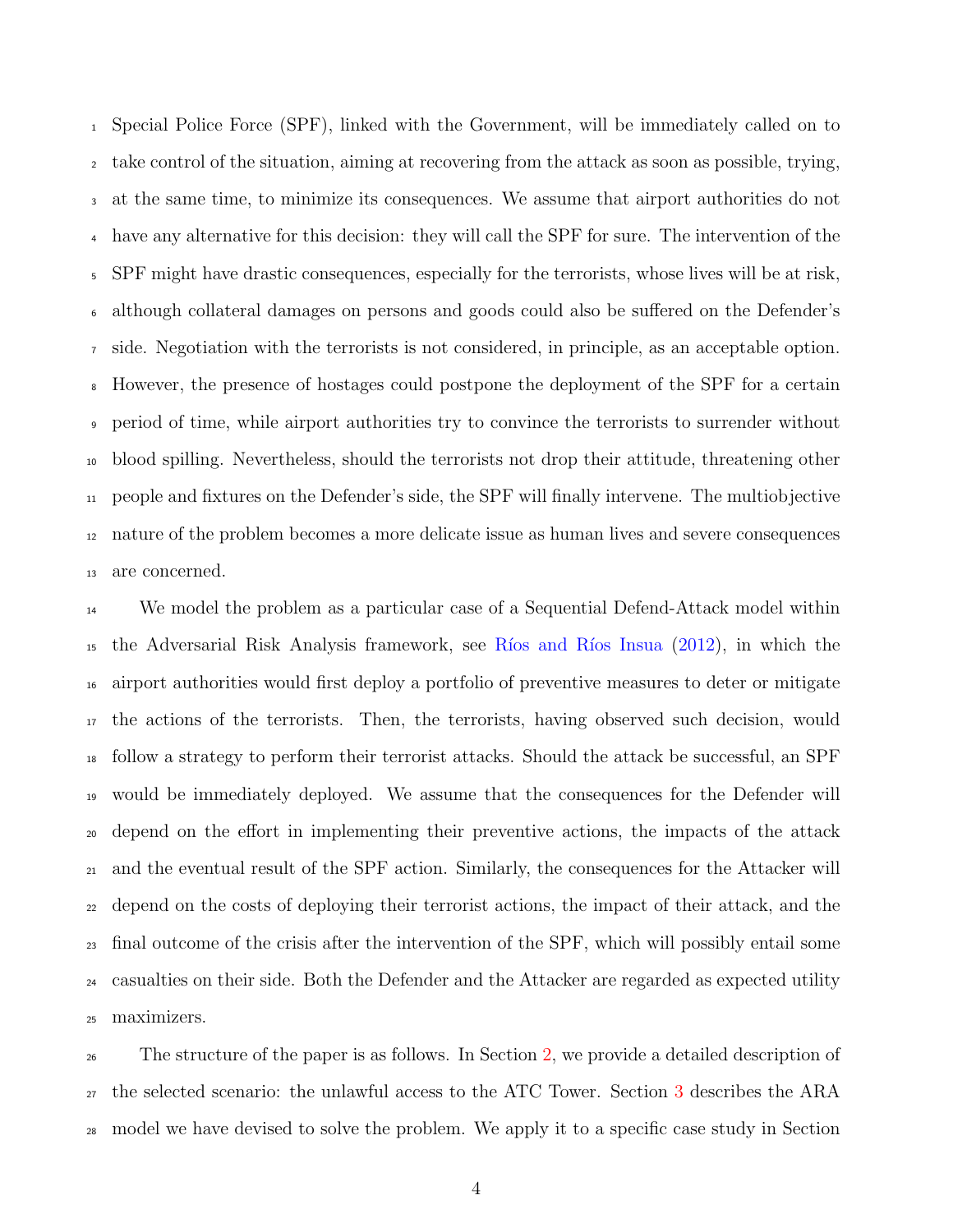Special Police Force (SPF), linked with the Government, will be immediately called on to take control of the situation, aiming at recovering from the attack as soon as possible, trying, at the same time, to minimize its consequences. We assume that airport authorities do not have any alternative for this decision: they will call the SPF for sure. The intervention of the SPF might have drastic consequences, especially for the terrorists, whose lives will be at risk, although collateral damages on persons and goods could also be suffered on the Defender's side. Negotiation with the terrorists is not considered, in principle, as an acceptable option. However, the presence of hostages could postpone the deployment of the SPF for a certain period of time, while airport authorities try to convince the terrorists to surrender without blood spilling. Nevertheless, should the terrorists not drop their attitude, threatening other people and fixtures on the Defender's side, the SPF will finally intervene. The multiobjective nature of the problem becomes a more delicate issue as human lives and severe consequences are concerned.

We model the problem as a particular case of a Sequential Defend-Attack model within the Adversarial Risk Analysis framework, see Ríos and Ríos Insua (2012), in which the airport authorities would first deploy a portfolio of preventive measures to deter or mitigate the actions of the terrorists. Then, the terrorists, having observed such decision, would follow a strategy to perform their terrorist attacks. Should the attack be successful, an SPF would be immediately deployed. We assume that the consequences for the Defender will depend on the effort in implementing their preventive actions, the impacts of the attack and the eventual result of the SPF action. Similarly, the consequences for the Attacker will depend on the costs of deploying their terrorist actions, the impact of their attack, and the final outcome of the crisis after the intervention of the SPF, which will possibly entail some casualties on their side. Both the Defender and the Attacker are regarded as expected utility maximizers.

The structure of the paper is as follows. In Section 2, we provide a detailed description of the selected scenario: the unlawful access to the ATC Tower. Section 3 describes the ARA model we have devised to solve the problem. We apply it to a specific case study in Section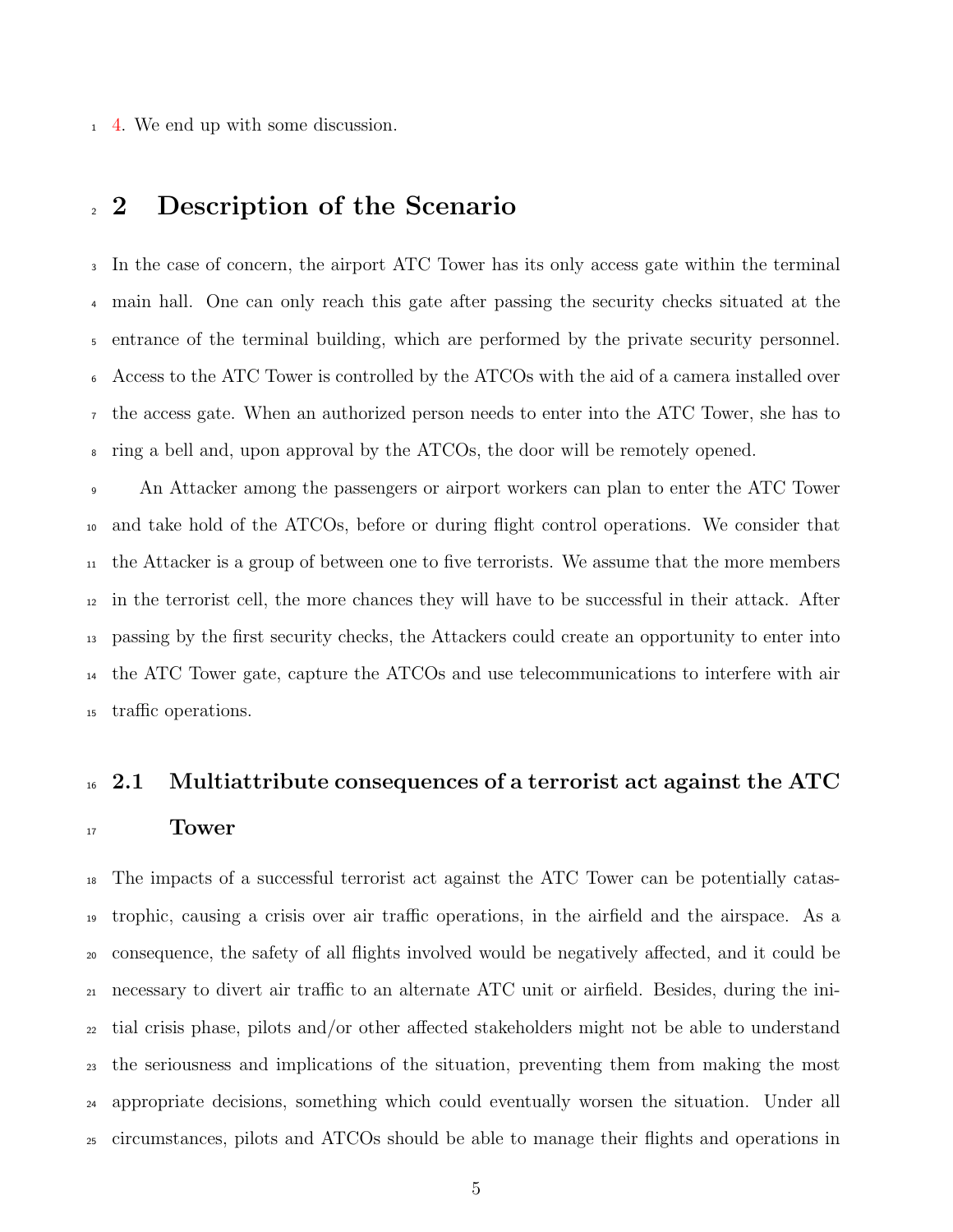4. We end up with some discussion.

## 2 Description of the Scenario

In the case of concern, the airport ATC Tower has its only access gate within the terminal main hall. One can only reach this gate after passing the security checks situated at the entrance of the terminal building, which are performed by the private security personnel. Access to the ATC Tower is controlled by the ATCOs with the aid of a camera installed over the access gate. When an authorized person needs to enter into the ATC Tower, she has to ring a bell and, upon approval by the ATCOs, the door will be remotely opened.

An Attacker among the passengers or airport workers can plan to enter the ATC Tower and take hold of the ATCOs, before or during flight control operations. We consider that the Attacker is a group of between one to five terrorists. We assume that the more members in the terrorist cell, the more chances they will have to be successful in their attack. After passing by the first security checks, the Attackers could create an opportunity to enter into the ATC Tower gate, capture the ATCOs and use telecommunications to interfere with air traffic operations.

### 2.1 Multiattribute consequences of a terrorist act against the ATC Tower

The impacts of a successful terrorist act against the ATC Tower can be potentially catastrophic, causing a crisis over air traffic operations, in the airfield and the airspace. As a consequence, the safety of all flights involved would be negatively affected, and it could be necessary to divert air traffic to an alternate ATC unit or airfield. Besides, during the initial crisis phase, pilots and/or other affected stakeholders might not be able to understand the seriousness and implications of the situation, preventing them from making the most appropriate decisions, something which could eventually worsen the situation. Under all circumstances, pilots and ATCOs should be able to manage their flights and operations in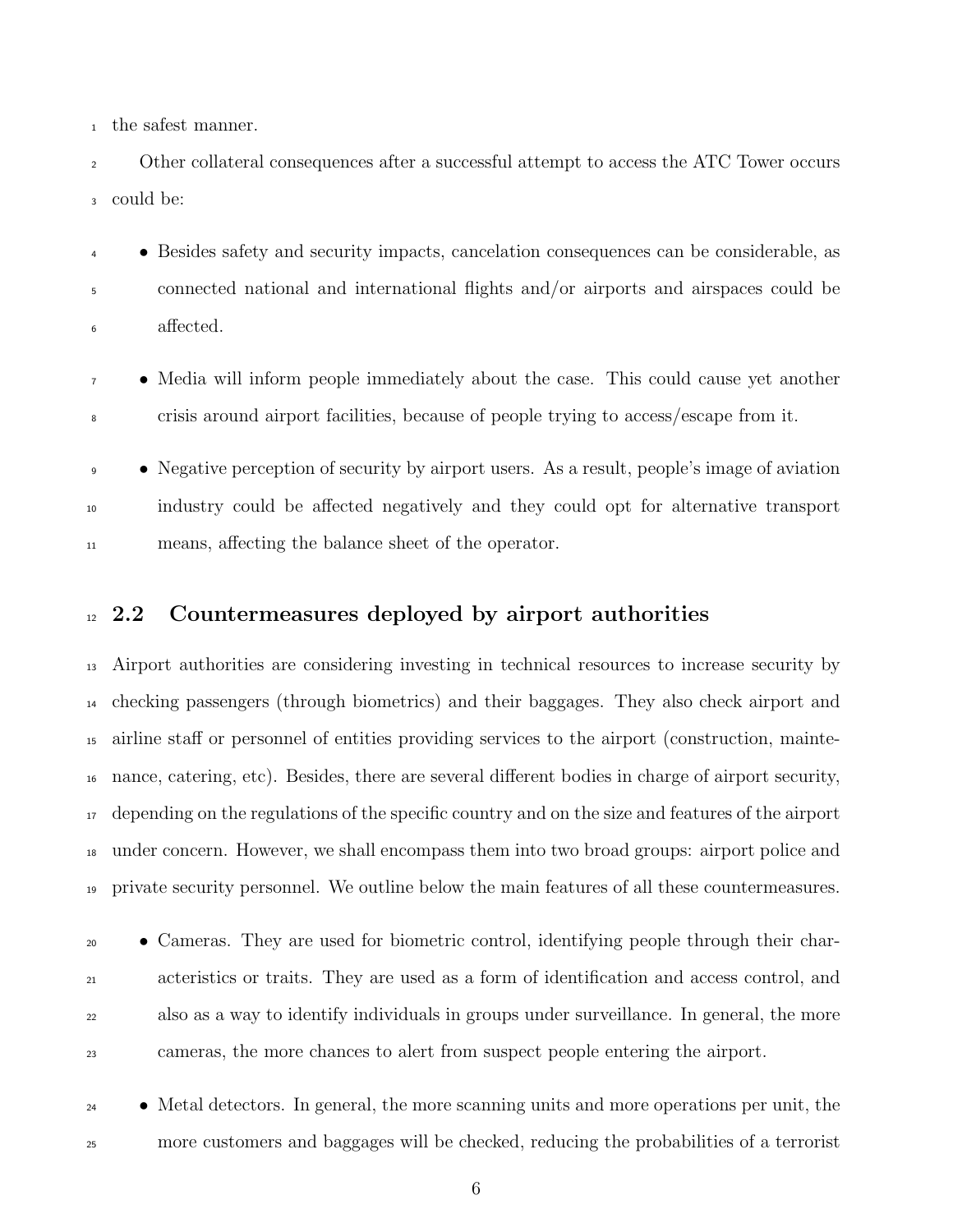the safest manner.

Other collateral consequences after a successful attempt to access the ATC Tower occurs could be:

- Besides safety and security impacts, cancelation consequences can be considerable, as connected national and international flights and/or airports and airspaces could be affected.
- Media will inform people immediately about the case. This could cause yet another crisis around airport facilities, because of people trying to access/escape from it.
- Negative perception of security by airport users. As a result, people's image of aviation industry could be affected negatively and they could opt for alternative transport means, affecting the balance sheet of the operator.

## 2.2 Countermeasures deployed by airport authorities

Airport authorities are considering investing in technical resources to increase security by checking passengers (through biometrics) and their baggages. They also check airport and airline staff or personnel of entities providing services to the airport (construction, maintenance, catering, etc). Besides, there are several different bodies in charge of airport security, depending on the regulations of the specific country and on the size and features of the airport under concern. However, we shall encompass them into two broad groups: airport police and private security personnel. We outline below the main features of all these countermeasures.

- Cameras. They are used for biometric control, identifying people through their characteristics or traits. They are used as a form of identification and access control, and also as a way to identify individuals in groups under surveillance. In general, the more cameras, the more chances to alert from suspect people entering the airport.
- Metal detectors. In general, the more scanning units and more operations per unit, the more customers and baggages will be checked, reducing the probabilities of a terrorist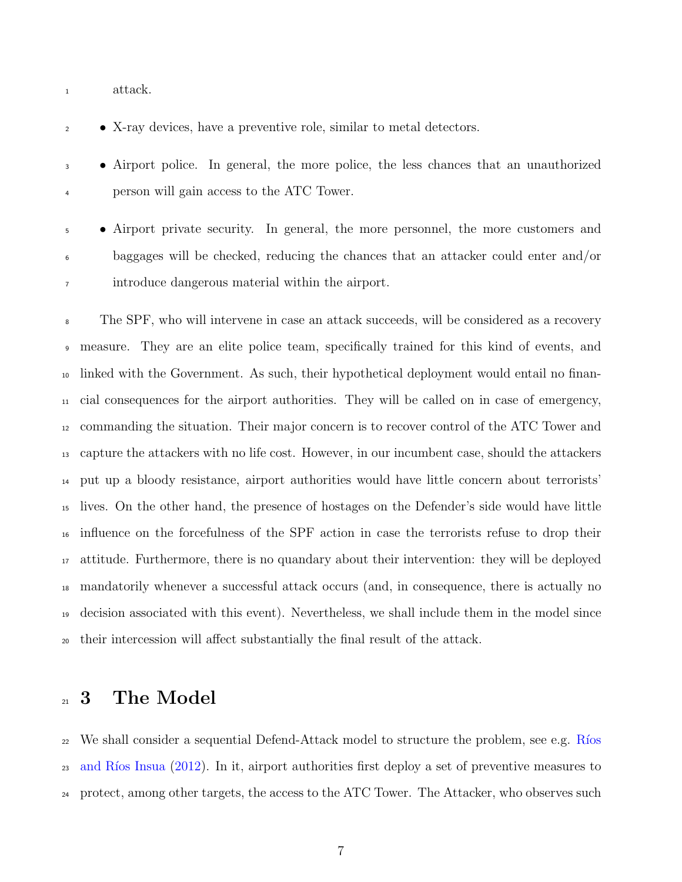attack.

- X-ray devices, have a preventive role, similar to metal detectors.
- Airport police. In general, the more police, the less chances that an unauthorized person will gain access to the ATC Tower.
- Airport private security. In general, the more personnel, the more customers and baggages will be checked, reducing the chances that an attacker could enter and/or introduce dangerous material within the airport.

The SPF, who will intervene in case an attack succeeds, will be considered as a recovery measure. They are an elite police team, specifically trained for this kind of events, and linked with the Government. As such, their hypothetical deployment would entail no financial consequences for the airport authorities. They will be called on in case of emergency, commanding the situation. Their major concern is to recover control of the ATC Tower and capture the attackers with no life cost. However, in our incumbent case, should the attackers put up a bloody resistance, airport authorities would have little concern about terrorists' lives. On the other hand, the presence of hostages on the Defender's side would have little influence on the forcefulness of the SPF action in case the terrorists refuse to drop their attitude. Furthermore, there is no quandary about their intervention: they will be deployed mandatorily whenever a successful attack occurs (and, in consequence, there is actually no decision associated with this event). Nevertheless, we shall include them in the model since their intercession will affect substantially the final result of the attack.

# 3 The Model

We shall consider a sequential Defend-Attack model to structure the problem, see e.g. Ríos and Ríos Insua (2012). In it, airport authorities first deploy a set of preventive measures to protect, among other targets, the access to the ATC Tower. The Attacker, who observes such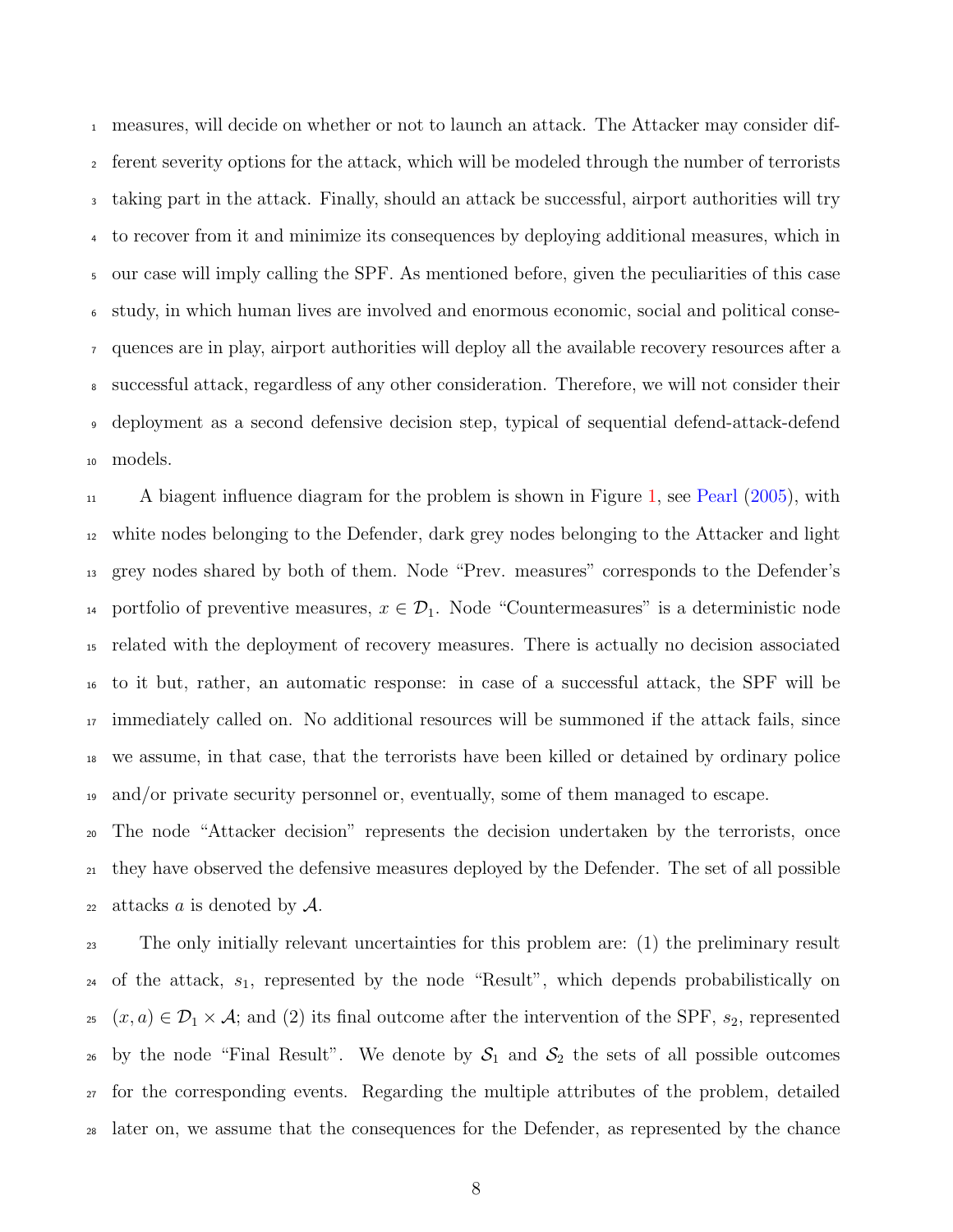measures, will decide on whether or not to launch an attack. The Attacker may consider different severity options for the attack, which will be modeled through the number of terrorists taking part in the attack. Finally, should an attack be successful, airport authorities will try to recover from it and minimize its consequences by deploying additional measures, which in our case will imply calling the SPF. As mentioned before, given the peculiarities of this case study, in which human lives are involved and enormous economic, social and political consequences are in play, airport authorities will deploy all the available recovery resources after a successful attack, regardless of any other consideration. Therefore, we will not consider their deployment as a second defensive decision step, typical of sequential defend-attack-defend models.

A biagent influence diagram for the problem is shown in Figure 1, see Pearl (2005), with white nodes belonging to the Defender, dark grey nodes belonging to the Attacker and light grey nodes shared by both of them. Node "Prev. measures" corresponds to the Defender's portfolio of preventive measures, $x \in \mathcal{D}_1$. Node "Countermeasures" is a deterministic node related with the deployment of recovery measures. There is actually no decision associated to it but, rather, an automatic response: in case of a successful attack, the SPF will be immediately called on. No additional resources will be summoned if the attack fails, since we assume, in that case, that the terrorists have been killed or detained by ordinary police and/or private security personnel or, eventually, some of them managed to escape.

The node "Attacker decision" represents the decision undertaken by the terrorists, once they have observed the defensive measures deployed by the Defender. The set of all possible attacks $a$ is denoted by $\mathcal{A}$.

The only initially relevant uncertainties for this problem are: (1) the preliminary result of the attack, $s_1$, represented by the node "Result", which depends probabilistically on $(x, a) \in \mathcal{D}_1 \times \mathcal{A}$; and (2) its final outcome after the intervention of the SPF, $s_2$, represented by the node "Final Result". We denote by $\mathcal{S}_1$ and $\mathcal{S}_2$ the sets of all possible outcomes for the corresponding events. Regarding the multiple attributes of the problem, detailed later on, we assume that the consequences for the Defender, as represented by the chance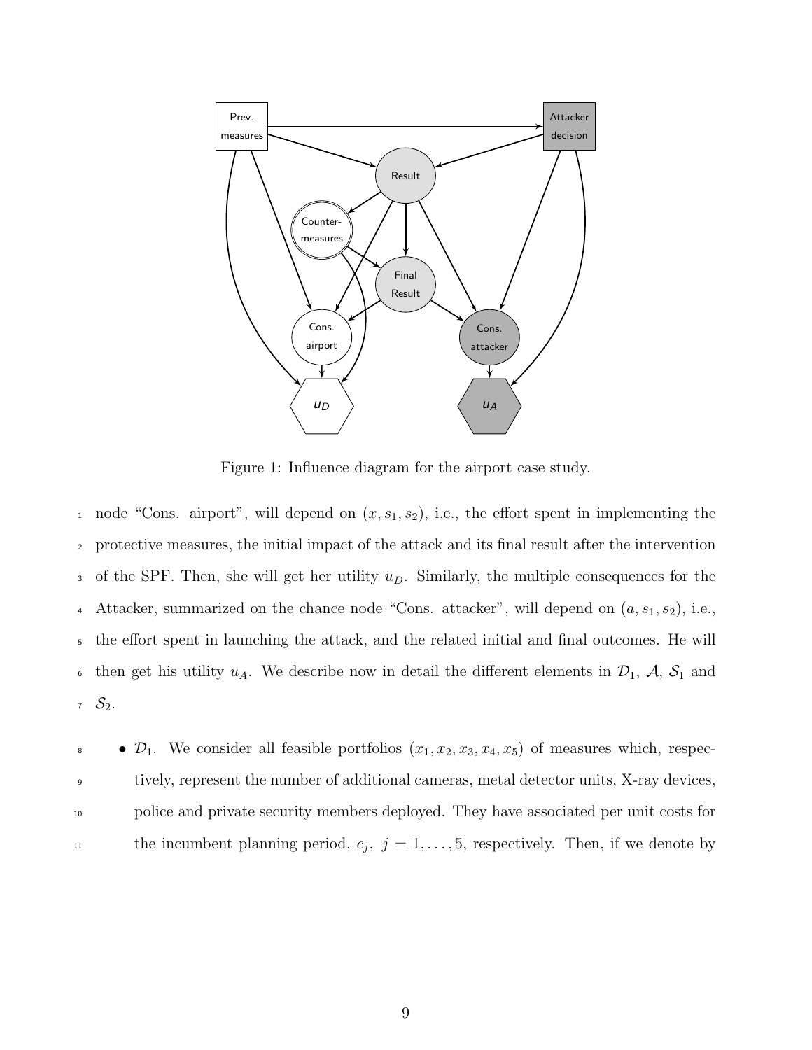Figure 1: Influence diagram for the airport case study.

node "Cons. airport", will depend on $(x, s_1, s_2)$, i.e., the effort spent in implementing the protective measures, the initial impact of the attack and its final result after the intervention of the SPF. Then, she will get her utility $u_D$. Similarly, the multiple consequences for the Attacker, summarized on the chance node "Cons. attacker", will depend on $(a, s_1, s_2)$, i.e., the effort spent in launching the attack, and the related initial and final outcomes. He will then get his utility $u_A$. We describe now in detail the different elements in $\mathcal{D}_1$, $\mathcal{A}$, $\mathcal{S}_1$ and $\mathcal{S}_2$.

- $\mathcal{D}_1$. We consider all feasible portfolios $(x_1, x_2, x_3, x_4, x_5)$ of measures which, respectively, represent the number of additional cameras, metal detector units, X-ray devices, police and private security members deployed. They have associated per unit costs for the incumbent planning period, $c_j,\ j = 1, \ldots, 5$, respectively. Then, if we denote by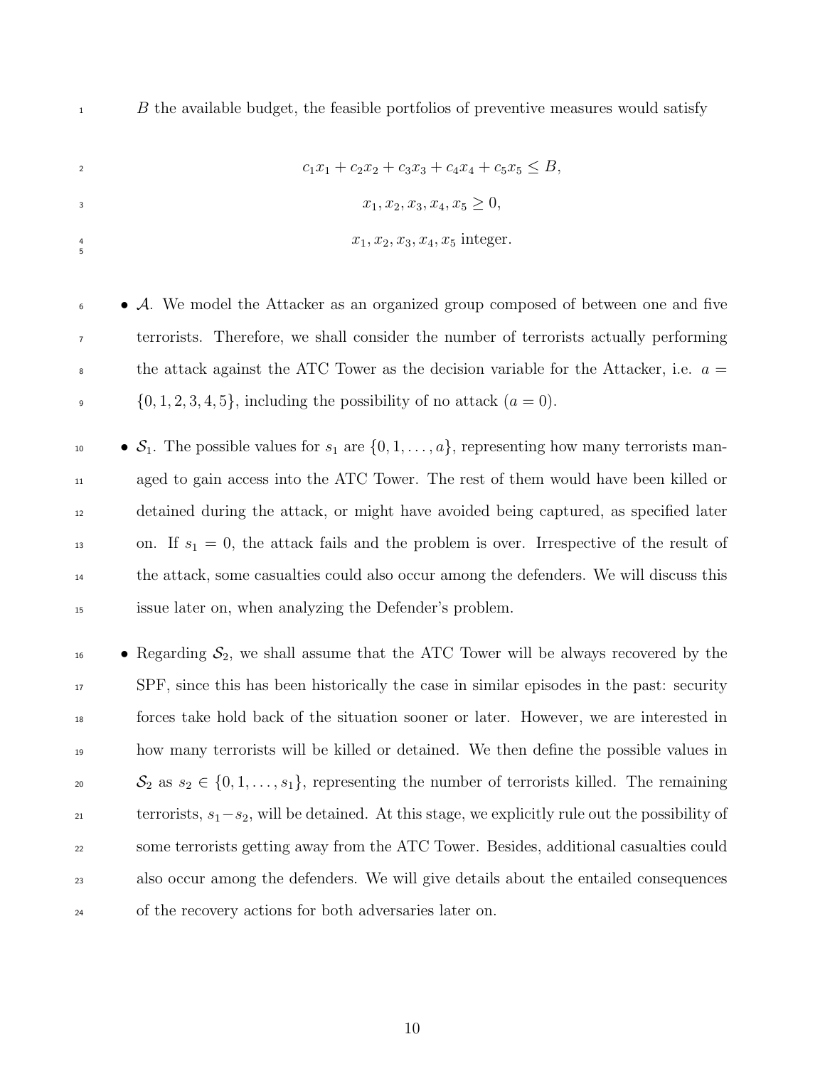$B$ the available budget, the feasible portfolios of preventive measures would satisfy

$$c_1x_1 + c_2x_2 + c_3x_3 + c_4x_4 + c_5x_5 \leq B,$$

$$x_1, x_2, x_3, x_4, x_5 \geq 0,$$

$$x_1, x_2, x_3, x_4, x_5 \text{ integer.}$$

- $\mathcal{A}$. We model the Attacker as an organized group composed of between one and five terrorists. Therefore, we shall consider the number of terrorists actually performing the attack against the ATC Tower as the decision variable for the Attacker, i.e. $a = \{0, 1, 2, 3, 4, 5\}$, including the possibility of no attack ($a = 0$).

- $\mathcal{S}_1$. The possible values for $s_1$ are $\{0, 1, \ldots, a\}$, representing how many terrorists managed to gain access into the ATC Tower. The rest of them would have been killed or detained during the attack, or might have avoided being captured, as specified later on. If $s_1 = 0$, the attack fails and the problem is over. Irrespective of the result of the attack, some casualties could also occur among the defenders. We will discuss this issue later on, when analyzing the Defender's problem.

- Regarding $\mathcal{S}_2$, we shall assume that the ATC Tower will be always recovered by the SPF, since this has been historically the case in similar episodes in the past: security forces take hold back of the situation sooner or later. However, we are interested in how many terrorists will be killed or detained. We then define the possible values in $\mathcal{S}_2$ as $s_2 \in \{0, 1, \ldots, s_1\}$, representing the number of terrorists killed. The remaining terrorists, $s_1 - s_2$, will be detained. At this stage, we explicitly rule out the possibility of some terrorists getting away from the ATC Tower. Besides, additional casualties could also occur among the defenders. We will give details about the entailed consequences of the recovery actions for both adversaries later on.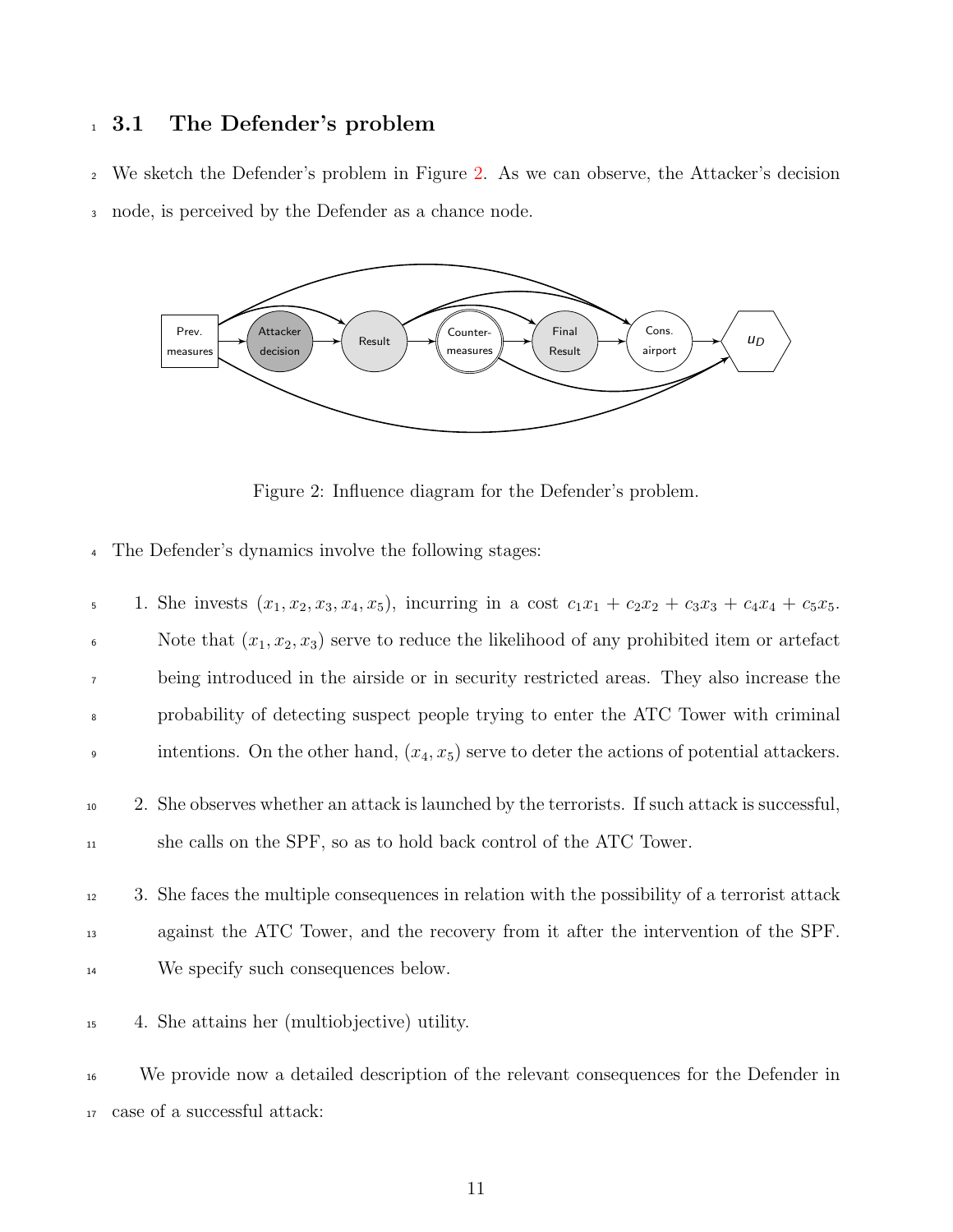### 3.1 The Defender's problem

We sketch the Defender's problem in Figure 2. As we can observe, the Attacker's decision node, is perceived by the Defender as a chance node.

Figure 2: Influence diagram for the Defender's problem.

The Defender's dynamics involve the following stages:

1. She invests $(x_1, x_2, x_3, x_4, x_5)$, incurring in a cost $c_1x_1 + c_2x_2 + c_3x_3 + c_4x_4 + c_5x_5$. Note that $(x_1, x_2, x_3)$ serve to reduce the likelihood of any prohibited item or artefact being introduced in the airside or in security restricted areas. They also increase the probability of detecting suspect people trying to enter the ATC Tower with criminal intentions. On the other hand, $(x_4, x_5)$ serve to deter the actions of potential attackers.

2. She observes whether an attack is launched by the terrorists. If such attack is successful, she calls on the SPF, so as to hold back control of the ATC Tower.

3. She faces the multiple consequences in relation with the possibility of a terrorist attack against the ATC Tower, and the recovery from it after the intervention of the SPF. We specify such consequences below.

4. She attains her (multiobjective) utility.

We provide now a detailed description of the relevant consequences for the Defender in case of a successful attack: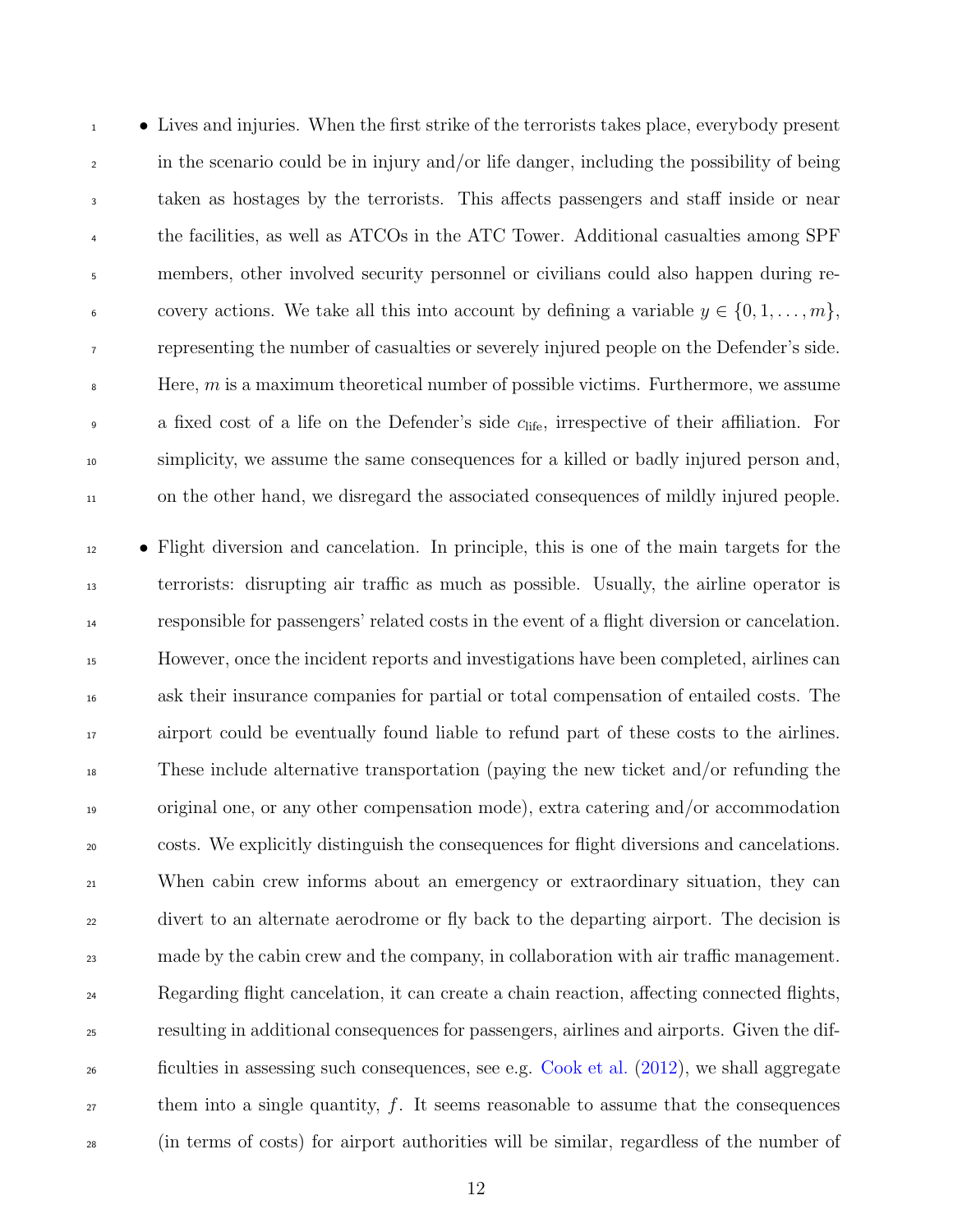- Lives and injuries. When the first strike of the terrorists takes place, everybody present in the scenario could be in injury and/or life danger, including the possibility of being taken as hostages by the terrorists. This affects passengers and staff inside or near the facilities, as well as ATCOs in the ATC Tower. Additional casualties among SPF members, other involved security personnel or civilians could also happen during recovery actions. We take all this into account by defining a variable $y \in \{0, 1, \ldots, m\}$, representing the number of casualties or severely injured people on the Defender's side. Here, $m$ is a maximum theoretical number of possible victims. Furthermore, we assume a fixed cost of a life on the Defender's side $c_{\text{life}}$, irrespective of their affiliation. For simplicity, we assume the same consequences for a killed or badly injured person and, on the other hand, we disregard the associated consequences of mildly injured people.

- Flight diversion and cancelation. In principle, this is one of the main targets for the terrorists: disrupting air traffic as much as possible. Usually, the airline operator is responsible for passengers' related costs in the event of a flight diversion or cancelation. However, once the incident reports and investigations have been completed, airlines can ask their insurance companies for partial or total compensation of entailed costs. The airport could be eventually found liable to refund part of these costs to the airlines. These include alternative transportation (paying the new ticket and/or refunding the original one, or any other compensation mode), extra catering and/or accommodation costs. We explicitly distinguish the consequences for flight diversions and cancelations. When cabin crew informs about an emergency or extraordinary situation, they can divert to an alternate aerodrome or fly back to the departing airport. The decision is made by the cabin crew and the company, in collaboration with air traffic management. Regarding flight cancelation, it can create a chain reaction, affecting connected flights, resulting in additional consequences for passengers, airlines and airports. Given the difficulties in assessing such consequences, see e.g. Cook et al. (2012), we shall aggregate them into a single quantity, $f$. It seems reasonable to assume that the consequences (in terms of costs) for airport authorities will be similar, regardless of the number of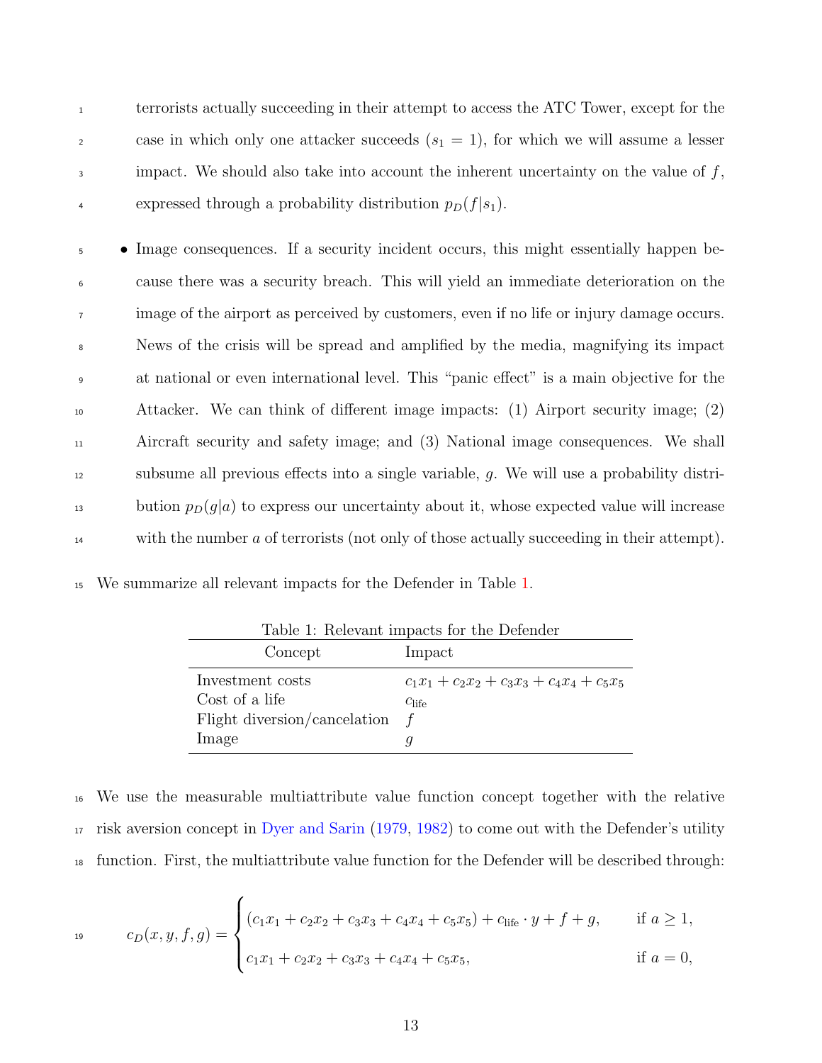terrorists actually succeeding in their attempt to access the ATC Tower, except for the case in which only one attacker succeeds ($s_1 = 1$), for which we will assume a lesser impact. We should also take into account the inherent uncertainty on the value of $f$, expressed through a probability distribution $p_D(f|s_1)$.

- Image consequences. If a security incident occurs, this might essentially happen because there was a security breach. This will yield an immediate deterioration on the image of the airport as perceived by customers, even if no life or injury damage occurs. News of the crisis will be spread and amplified by the media, magnifying its impact at national or even international level. This "panic effect" is a main objective for the Attacker. We can think of different image impacts: (1) Airport security image; (2) Aircraft security and safety image; and (3) National image consequences. We shall subsume all previous effects into a single variable, $g$. We will use a probability distribution $p_D(g|a)$ to express our uncertainty about it, whose expected value will increase with the number $a$ of terrorists (not only of those actually succeeding in their attempt).

We summarize all relevant impacts for the Defender in Table 1.

Table 1: Relevant impacts for the Defender

| Concept | Impact |
|---|---|
| Investment costs | $c_1x_1 + c_2x_2 + c_3x_3 + c_4x_4 + c_5x_5$ |
| Cost of a life | $c_{\text{life}}$ |
| Flight diversion/cancelation | $f$ |
| Image | $g$ |

We use the measurable multiattribute value function concept together with the relative risk aversion concept in Dyer and Sarin (1979, 1982) to come out with the Defender's utility function. First, the multiattribute value function for the Defender will be described through:

$$c_D(x, y, f, g) = \begin{cases} (c_1x_1 + c_2x_2 + c_3x_3 + c_4x_4 + c_5x_5) + c_{\text{life}} \cdot y + f + g, & \text{if } a \geq 1, \\ c_1x_1 + c_2x_2 + c_3x_3 + c_4x_4 + c_5x_5, & \text{if } a = 0, \end{cases}$$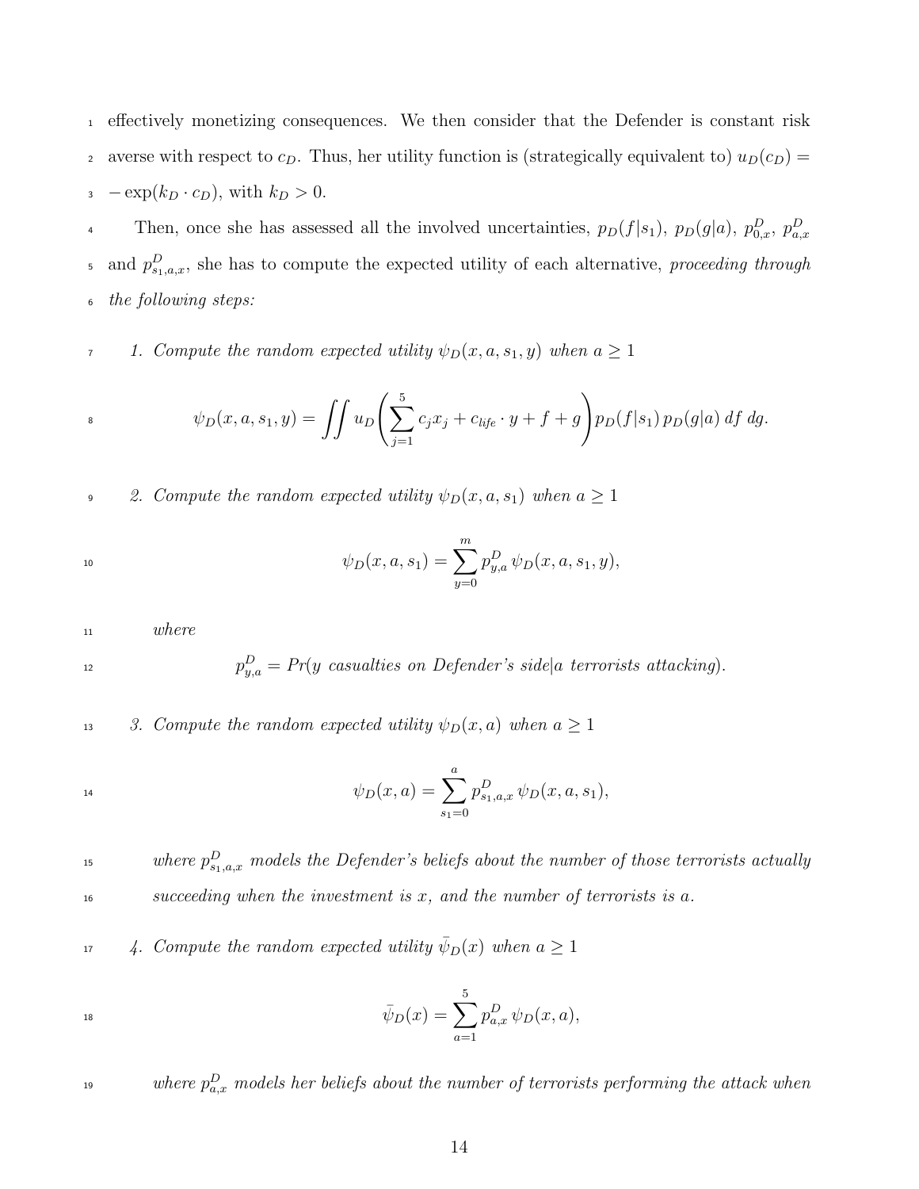effectively monetizing consequences. We then consider that the Defender is constant risk averse with respect to $c_D$. Thus, her utility function is (strategically equivalent to) $u_D(c_D) = -\exp(k_D \cdot c_D)$, with $k_D > 0$.

Then, once she has assessed all the involved uncertainties, $p_D(f|s_1)$, $p_D(g|a)$, $p^D_{0,x}$, $p^D_{a,x}$ and $p^D_{s_1,a,x}$, she has to compute the expected utility of each alternative, *proceeding through the following steps:*

1. *Compute the random expected utility* $\psi_D(x, a, s_1, y)$ *when* $a \geq 1$

$$\psi_D(x, a, s_1, y) = \iint u_D\left(\sum_{j=1}^{5} c_j x_j + c_{life} \cdot y + f + g\right) p_D(f|s_1)\, p_D(g|a)\, df\, dg.$$

2. *Compute the random expected utility* $\psi_D(x, a, s_1)$ *when* $a \geq 1$

$$\psi_D(x, a, s_1) = \sum_{y=0}^{m} p^D_{y,a}\, \psi_D(x, a, s_1, y),$$

   *where*

$$p^D_{y,a} = Pr(y \text{ casualties on Defender's side}|a \text{ terrorists attacking}).$$

3. *Compute the random expected utility* $\psi_D(x, a)$ *when* $a \geq 1$

$$\psi_D(x, a) = \sum_{s_1=0}^{a} p^D_{s_1,a,x}\, \psi_D(x, a, s_1),$$

   *where* $p^D_{s_1,a,x}$ *models the Defender's beliefs about the number of those terrorists actually succeeding when the investment is* $x$*, and the number of terrorists is* $a$*.*

4. *Compute the random expected utility* $\bar{\psi}_D(x)$ *when* $a \geq 1$

$$\bar{\psi}_D(x) = \sum_{a=1}^{5} p^D_{a,x}\, \psi_D(x, a),$$

   *where* $p^D_{a,x}$ *models her beliefs about the number of terrorists performing the attack when*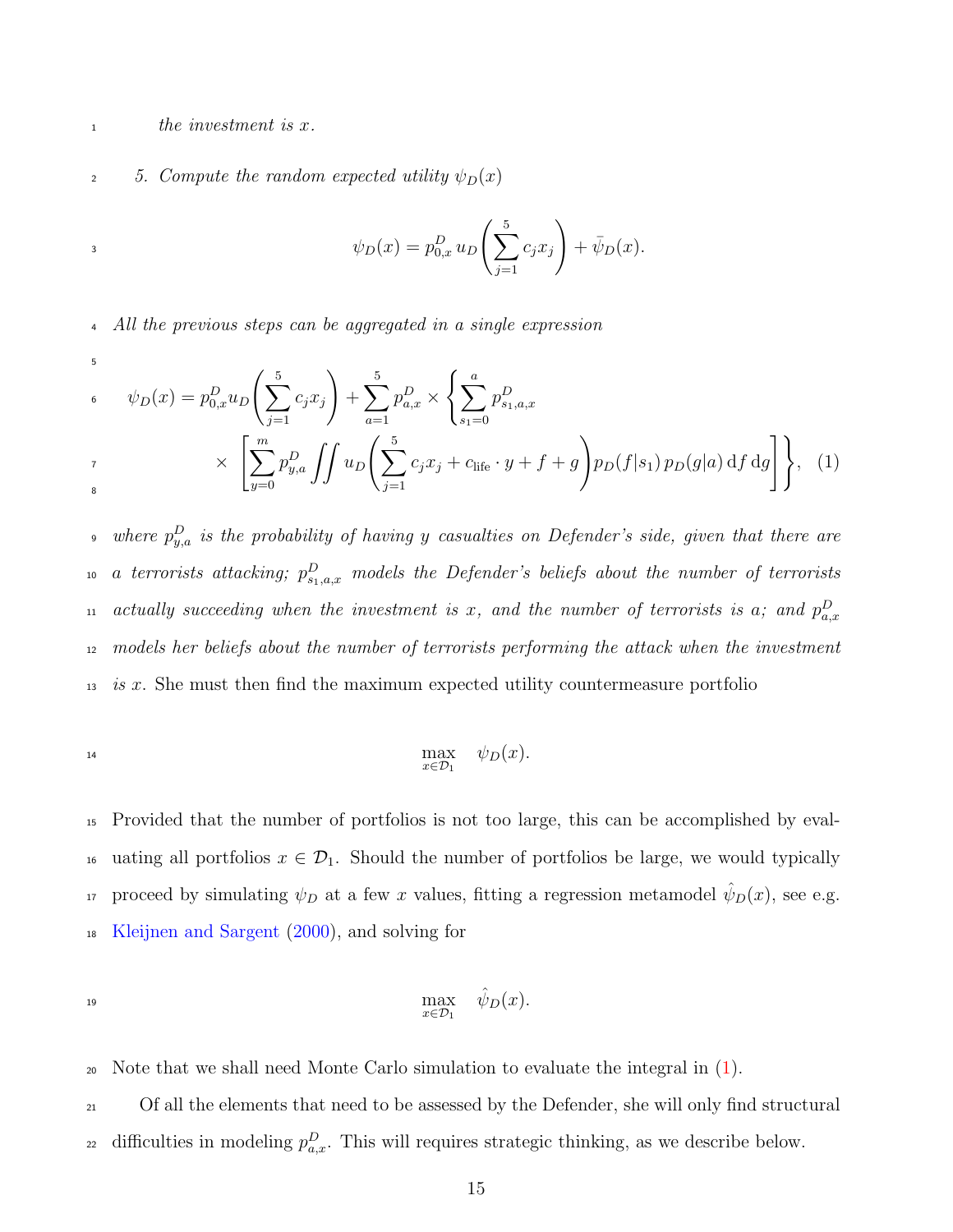*the investment is $x$.*

5. *Compute the random expected utility $\psi_D(x)$*

$$\psi_D(x) = p^D_{0,x} \, u_D\left(\sum_{j=1}^{5} c_j x_j\right) + \bar{\psi}_D(x).$$

*All the previous steps can be aggregated in a single expression*

$$\psi_D(x) = p^D_{0,x} u_D\left(\sum_{j=1}^{5} c_j x_j\right) + \sum_{a=1}^{5} p^D_{a,x} \times \left\{ \sum_{s_1=0}^{a} p^D_{s_1,a,x} \times \left[ \sum_{y=0}^{m} p^D_{y,a} \iint u_D\left(\sum_{j=1}^{5} c_j x_j + c_{\text{life}} \cdot y + f + g\right) p_D(f|s_1)\, p_D(g|a)\, \mathrm{d}f\, \mathrm{d}g \right] \right\}, \quad (1)$$

*where $p^D_{y,a}$ is the probability of having $y$ casualties on Defender's side, given that there are $a$ terrorists attacking; $p^D_{s_1,a,x}$ models the Defender's beliefs about the number of terrorists actually succeeding when the investment is $x$, and the number of terrorists is $a$; and $p^D_{a,x}$ models her beliefs about the number of terrorists performing the attack when the investment is $x$.* She must then find the maximum expected utility countermeasure portfolio

$$\max_{x \in \mathcal{D}_1} \quad \psi_D(x).$$

Provided that the number of portfolios is not too large, this can be accomplished by evaluating all portfolios $x \in \mathcal{D}_1$. Should the number of portfolios be large, we would typically proceed by simulating $\psi_D$ at a few $x$ values, fitting a regression metamodel $\hat{\psi}_D(x)$, see e.g. Kleijnen and Sargent (2000), and solving for

$$\max_{x \in \mathcal{D}_1} \quad \hat{\psi}_D(x).$$

Note that we shall need Monte Carlo simulation to evaluate the integral in (1).

Of all the elements that need to be assessed by the Defender, she will only find structural difficulties in modeling $p^D_{a,x}$. This will requires strategic thinking, as we describe below.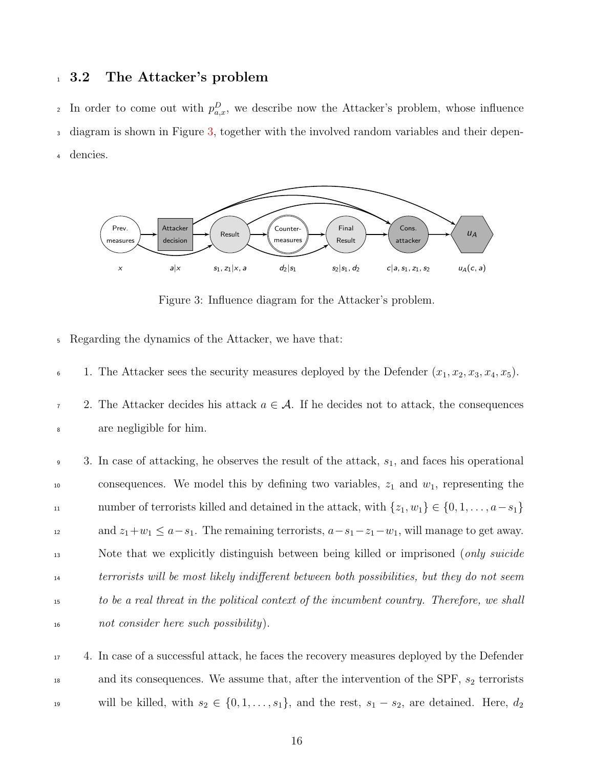### 3.2 The Attacker's problem

In order to come out with $p^D_{a,x}$, we describe now the Attacker's problem, whose influence diagram is shown in Figure 3, together with the involved random variables and their dependencies.

Figure 3: Influence diagram for the Attacker's problem.

Regarding the dynamics of the Attacker, we have that:

1. The Attacker sees the security measures deployed by the Defender $(x_1, x_2, x_3, x_4, x_5)$.
2. The Attacker decides his attack $a \in \mathcal{A}$. If he decides not to attack, the consequences are negligible for him.
3. In case of attacking, he observes the result of the attack, $s_1$, and faces his operational consequences. We model this by defining two variables, $z_1$ and $w_1$, representing the number of terrorists killed and detained in the attack, with $\{z_1, w_1\} \in \{0, 1, \ldots, a - s_1\}$ and $z_1 + w_1 \leq a - s_1$. The remaining terrorists, $a - s_1 - z_1 - w_1$, will manage to get away. Note that we explicitly distinguish between being killed or imprisoned (*only suicide terrorists will be most likely indifferent between both possibilities, but they do not seem to be a real threat in the political context of the incumbent country. Therefore, we shall not consider here such possibility*).
4. In case of a successful attack, he faces the recovery measures deployed by the Defender and its consequences. We assume that, after the intervention of the SPF, $s_2$ terrorists will be killed, with $s_2 \in \{0, 1, \ldots, s_1\}$, and the rest, $s_1 - s_2$, are detained. Here, $d_2$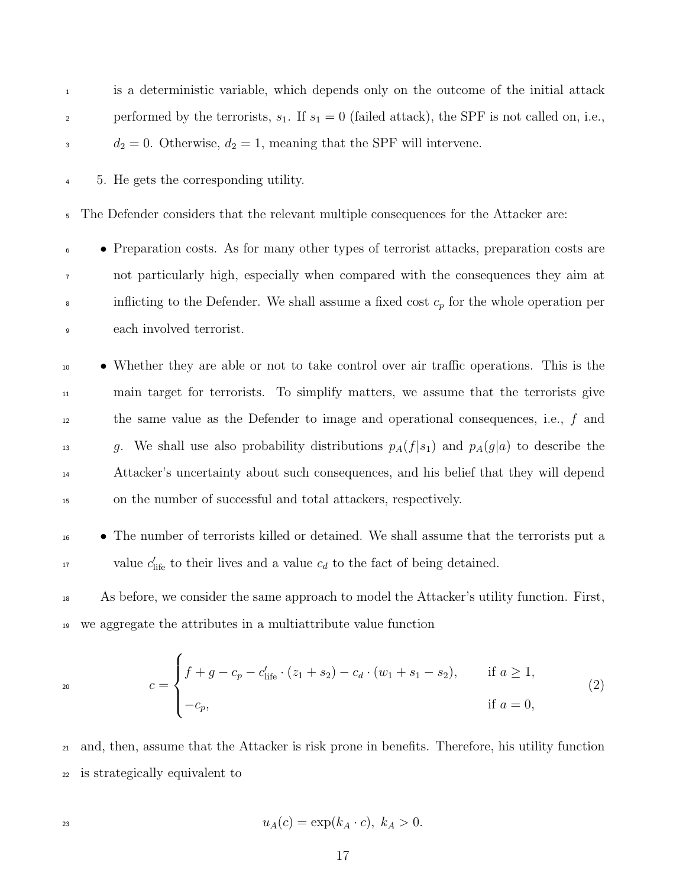is a deterministic variable, which depends only on the outcome of the initial attack performed by the terrorists, $s_1$. If $s_1 = 0$ (failed attack), the SPF is not called on, i.e., $d_2 = 0$. Otherwise, $d_2 = 1$, meaning that the SPF will intervene.

5. He gets the corresponding utility.

The Defender considers that the relevant multiple consequences for the Attacker are:

- Preparation costs. As for many other types of terrorist attacks, preparation costs are not particularly high, especially when compared with the consequences they aim at inflicting to the Defender. We shall assume a fixed cost $c_p$ for the whole operation per each involved terrorist.
- Whether they are able or not to take control over air traffic operations. This is the main target for terrorists. To simplify matters, we assume that the terrorists give the same value as the Defender to image and operational consequences, i.e., $f$ and $g$. We shall use also probability distributions $p_A(f|s_1)$ and $p_A(g|a)$ to describe the Attacker's uncertainty about such consequences, and his belief that they will depend on the number of successful and total attackers, respectively.
- The number of terrorists killed or detained. We shall assume that the terrorists put a value $c'_{\text{life}}$ to their lives and a value $c_d$ to the fact of being detained.

As before, we consider the same approach to model the Attacker's utility function. First, we aggregate the attributes in a multiattribute value function

$$c = \begin{cases} f + g - c_p - c'_{\text{life}} \cdot (z_1 + s_2) - c_d \cdot (w_1 + s_1 - s_2), & \text{if } a \geq 1, \\ -c_p, & \text{if } a = 0, \end{cases} \tag{2}$$

and, then, assume that the Attacker is risk prone in benefits. Therefore, his utility function is strategically equivalent to

$$u_A(c) = \exp(k_A \cdot c), \ k_A > 0.$$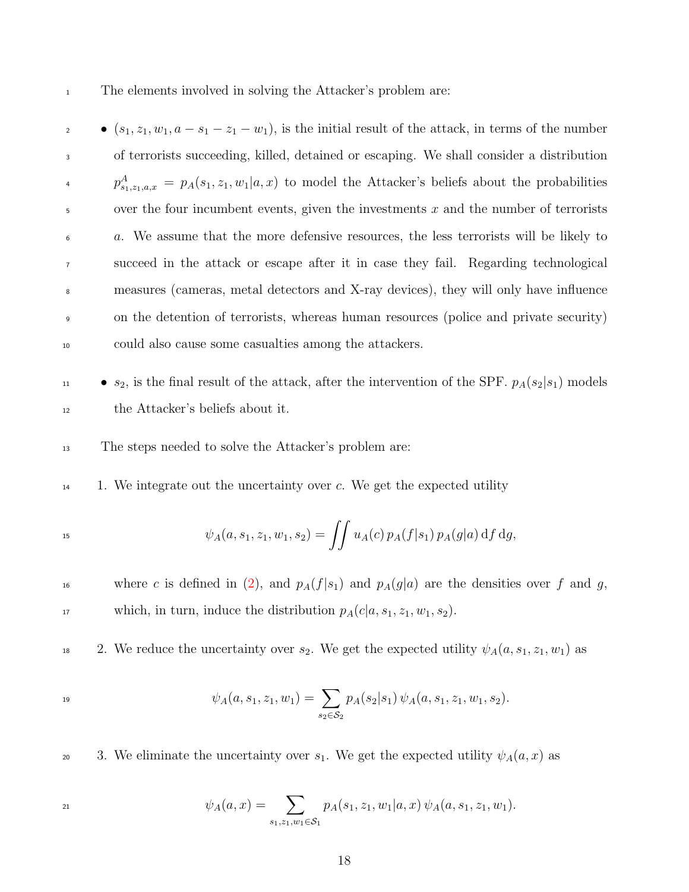The elements involved in solving the Attacker's problem are:

- $(s_1, z_1, w_1, a - s_1 - z_1 - w_1)$, is the initial result of the attack, in terms of the number of terrorists succeeding, killed, detained or escaping. We shall consider a distribution $p^A_{s_1,z_1,a,x} = p_A(s_1, z_1, w_1|a, x)$ to model the Attacker's beliefs about the probabilities over the four incumbent events, given the investments $x$ and the number of terrorists $a$. We assume that the more defensive resources, the less terrorists will be likely to succeed in the attack or escape after it in case they fail. Regarding technological measures (cameras, metal detectors and X-ray devices), they will only have influence on the detention of terrorists, whereas human resources (police and private security) could also cause some casualties among the attackers.
- $s_2$, is the final result of the attack, after the intervention of the SPF. $p_A(s_2|s_1)$ models the Attacker's beliefs about it.

The steps needed to solve the Attacker's problem are:

1. We integrate out the uncertainty over $c$. We get the expected utility

$$\psi_A(a, s_1, z_1, w_1, s_2) = \iint u_A(c)\, p_A(f|s_1)\, p_A(g|a)\, \mathrm{d}f\, \mathrm{d}g,$$

   where $c$ is defined in (2), and $p_A(f|s_1)$ and $p_A(g|a)$ are the densities over $f$ and $g$, which, in turn, induce the distribution $p_A(c|a, s_1, z_1, w_1, s_2)$.

2. We reduce the uncertainty over $s_2$. We get the expected utility $\psi_A(a, s_1, z_1, w_1)$ as

$$\psi_A(a, s_1, z_1, w_1) = \sum_{s_2 \in \mathcal{S}_2} p_A(s_2|s_1)\, \psi_A(a, s_1, z_1, w_1, s_2).$$

3. We eliminate the uncertainty over $s_1$. We get the expected utility $\psi_A(a, x)$ as

$$\psi_A(a, x) = \sum_{s_1, z_1, w_1 \in \mathcal{S}_1} p_A(s_1, z_1, w_1|a, x)\, \psi_A(a, s_1, z_1, w_1).$$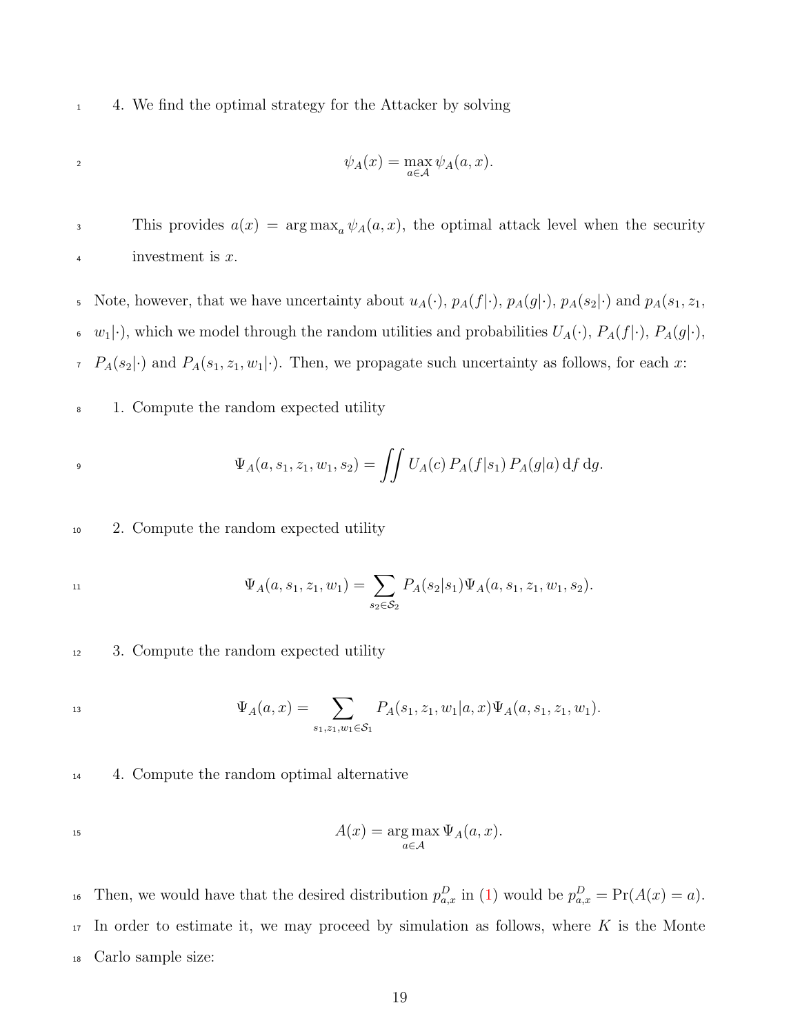4. We find the optimal strategy for the Attacker by solving

$$\psi_A(x) = \max_{a \in \mathcal{A}} \psi_A(a, x).$$

   This provides $a(x) = \arg\max_a \psi_A(a, x)$, the optimal attack level when the security investment is $x$.

Note, however, that we have uncertainty about $u_A(\cdot)$, $p_A(f|\cdot)$, $p_A(g|\cdot)$, $p_A(s_2|\cdot)$ and $p_A(s_1, z_1, w_1|\cdot)$, which we model through the random utilities and probabilities $U_A(\cdot)$, $P_A(f|\cdot)$, $P_A(g|\cdot)$, $P_A(s_2|\cdot)$ and $P_A(s_1, z_1, w_1|\cdot)$. Then, we propagate such uncertainty as follows, for each $x$:

1. Compute the random expected utility

$$\Psi_A(a, s_1, z_1, w_1, s_2) = \iint U_A(c)\, P_A(f|s_1)\, P_A(g|a)\, \mathrm{d}f\, \mathrm{d}g.$$

2. Compute the random expected utility

$$\Psi_A(a, s_1, z_1, w_1) = \sum_{s_2 \in \mathcal{S}_2} P_A(s_2|s_1) \Psi_A(a, s_1, z_1, w_1, s_2).$$

3. Compute the random expected utility

$$\Psi_A(a, x) = \sum_{s_1, z_1, w_1 \in \mathcal{S}_1} P_A(s_1, z_1, w_1|a, x) \Psi_A(a, s_1, z_1, w_1).$$

4. Compute the random optimal alternative

$$A(x) = \arg\max_{a \in \mathcal{A}} \Psi_A(a, x).$$

Then, we would have that the desired distribution $p^D_{a,x}$ in (1) would be $p^D_{a,x} = \Pr(A(x) = a)$. In order to estimate it, we may proceed by simulation as follows, where $K$ is the Monte Carlo sample size: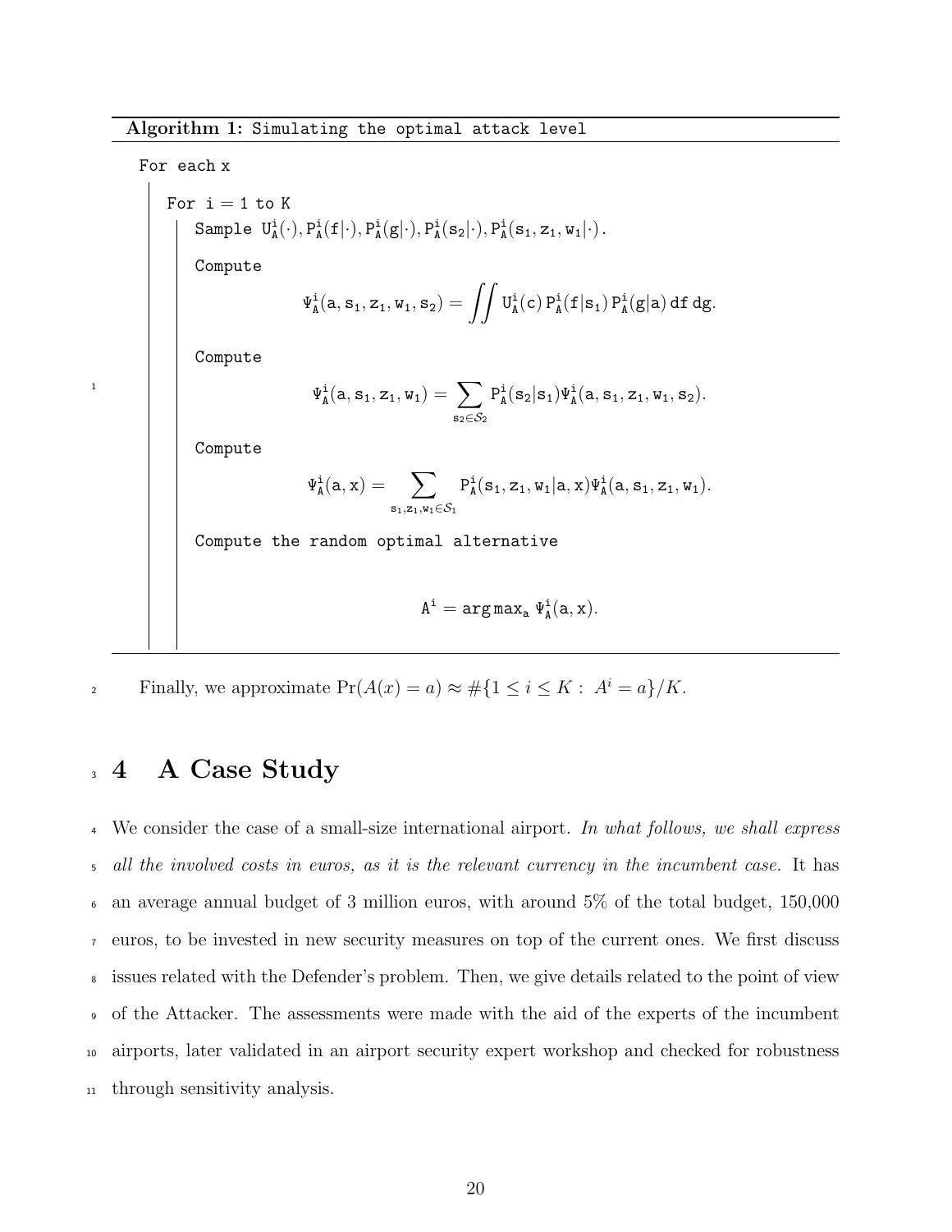**Algorithm 1:** Simulating the optimal attack level

```
For each x
    For i = 1 to K
        Sample U_A^i(·), P_A^i(f|·), P_A^i(g|·), P_A^i(s_2|·), P_A^i(s_1, z_1, w_1|·).
        Compute
```

$$\Psi_A^i(a, s_1, z_1, w_1, s_2) = \iint U_A^i(c)\, P_A^i(f|s_1)\, P_A^i(g|a)\, df\, dg.$$

Compute

$$\Psi_A^i(a, s_1, z_1, w_1) = \sum_{s_2 \in \mathcal{S}_2} P_A^i(s_2|s_1) \Psi_A^i(a, s_1, z_1, w_1, s_2).$$

Compute

$$\Psi_A^i(a, x) = \sum_{s_1, z_1, w_1 \in \mathcal{S}_1} P_A^i(s_1, z_1, w_1|a, x) \Psi_A^i(a, s_1, z_1, w_1).$$

Compute the random optimal alternative

$$A^i = \arg\max_a \Psi_A^i(a, x).$$

Finally, we approximate $\Pr(A(x) = a) \approx \#\{1 \leq i \leq K : A^i = a\}/K$.

# 4 A Case Study

We consider the case of a small-size international airport. *In what follows, we shall express all the involved costs in euros, as it is the relevant currency in the incumbent case.* It has an average annual budget of 3 million euros, with around 5% of the total budget, 150,000 euros, to be invested in new security measures on top of the current ones. We first discuss issues related with the Defender's problem. Then, we give details related to the point of view of the Attacker. The assessments were made with the aid of the experts of the incumbent airports, later validated in an airport security expert workshop and checked for robustness through sensitivity analysis.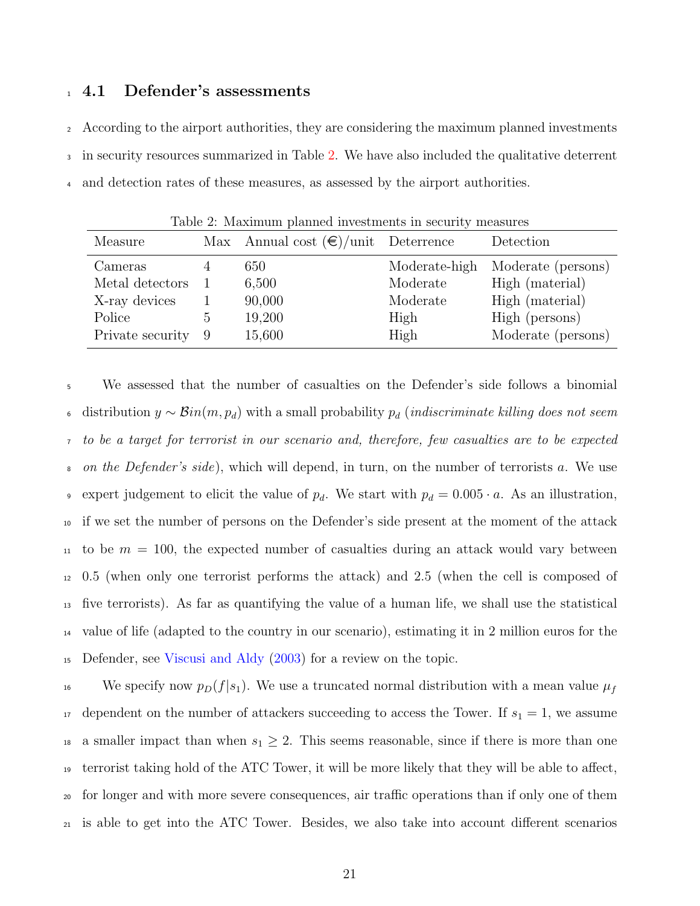### 4.1 Defender's assessments

According to the airport authorities, they are considering the maximum planned investments in security resources summarized in Table 2. We have also included the qualitative deterrent and detection rates of these measures, as assessed by the airport authorities.

Table 2: Maximum planned investments in security measures

| Measure | Max | Annual cost (€)/unit | Deterrence | Detection |
|---|---|---|---|---|
| Cameras | 4 | 650 | Moderate-high | Moderate (persons) |
| Metal detectors | 1 | 6,500 | Moderate | High (material) |
| X-ray devices | 1 | 90,000 | Moderate | High (material) |
| Police | 5 | 19,200 | High | High (persons) |
| Private security | 9 | 15,600 | High | Moderate (persons) |

We assessed that the number of casualties on the Defender's side follows a binomial distribution $y \sim \mathcal{B}in(m, p_d)$ with a small probability $p_d$ (*indiscriminate killing does not seem to be a target for terrorist in our scenario and, therefore, few casualties are to be expected on the Defender's side*), which will depend, in turn, on the number of terrorists $a$. We use expert judgement to elicit the value of $p_d$. We start with $p_d = 0.005 \cdot a$. As an illustration, if we set the number of persons on the Defender's side present at the moment of the attack to be $m = 100$, the expected number of casualties during an attack would vary between 0.5 (when only one terrorist performs the attack) and 2.5 (when the cell is composed of five terrorists). As far as quantifying the value of a human life, we shall use the statistical value of life (adapted to the country in our scenario), estimating it in 2 million euros for the Defender, see Viscusi and Aldy (2003) for a review on the topic.

We specify now $p_D(f|s_1)$. We use a truncated normal distribution with a mean value $\mu_f$ dependent on the number of attackers succeeding to access the Tower. If $s_1 = 1$, we assume a smaller impact than when $s_1 \geq 2$. This seems reasonable, since if there is more than one terrorist taking hold of the ATC Tower, it will be more likely that they will be able to affect, for longer and with more severe consequences, air traffic operations than if only one of them is able to get into the ATC Tower. Besides, we also take into account different scenarios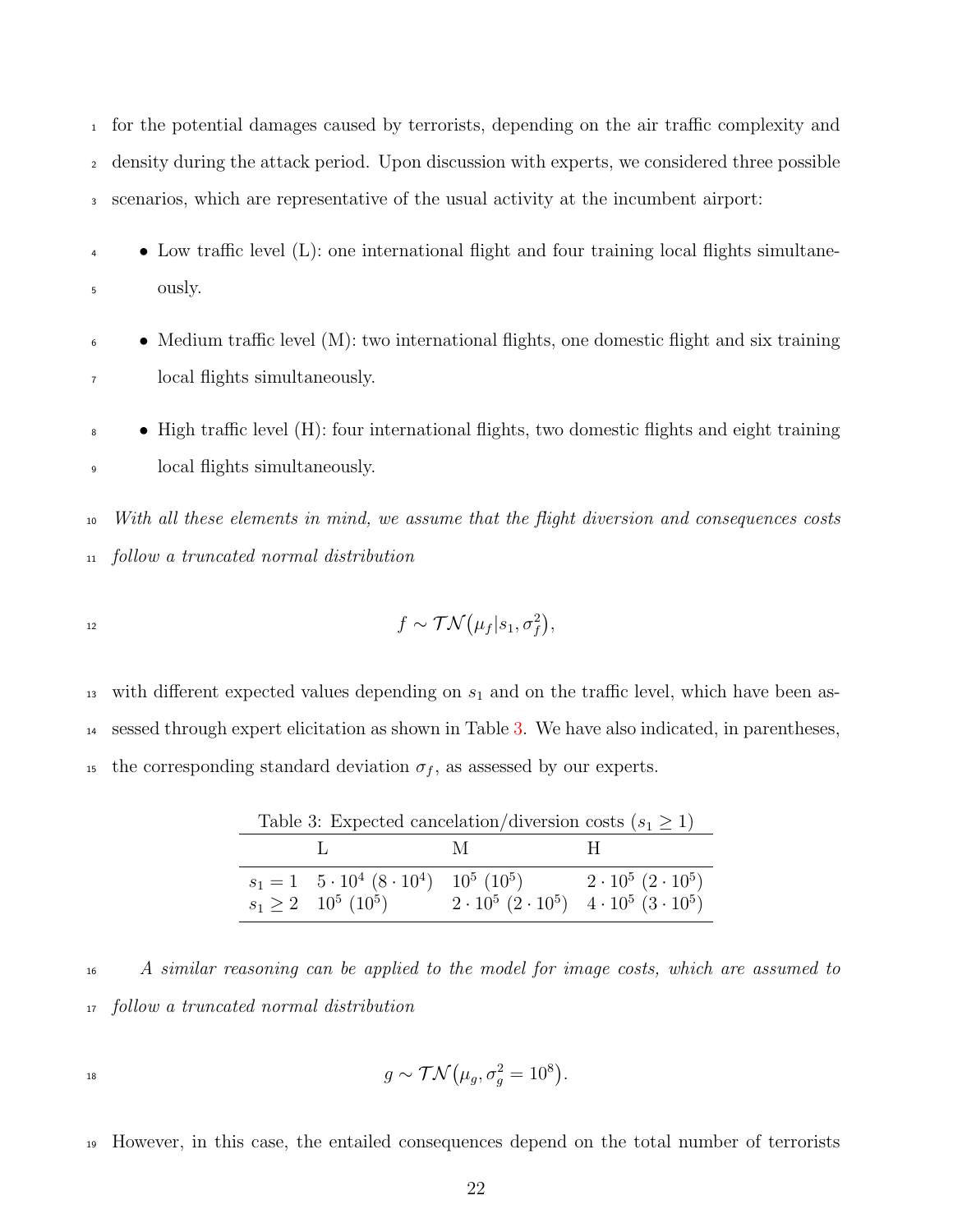for the potential damages caused by terrorists, depending on the air traffic complexity and density during the attack period. Upon discussion with experts, we considered three possible scenarios, which are representative of the usual activity at the incumbent airport:

- Low traffic level (L): one international flight and four training local flights simultaneously.
- Medium traffic level (M): two international flights, one domestic flight and six training local flights simultaneously.
- High traffic level (H): four international flights, two domestic flights and eight training local flights simultaneously.

*With all these elements in mind, we assume that the flight diversion and consequences costs follow a truncated normal distribution*

$$f \sim \mathcal{TN}(\mu_f | s_1, \sigma_f^2),$$

with different expected values depending on $s_1$ and on the traffic level, which have been assessed through expert elicitation as shown in Table 3. We have also indicated, in parentheses, the corresponding standard deviation $\sigma_f$, as assessed by our experts.

Table 3: Expected cancelation/diversion costs ($s_1 \geq 1$)

| | L | M | H |
|---|---|---|---|
| $s_1 = 1$ | $5 \cdot 10^4$ ($8 \cdot 10^4$) | $10^5$ ($10^5$) | $2 \cdot 10^5$ ($2 \cdot 10^5$) |
| $s_1 \geq 2$ | $10^5$ ($10^5$) | $2 \cdot 10^5$ ($2 \cdot 10^5$) | $4 \cdot 10^5$ ($3 \cdot 10^5$) |

*A similar reasoning can be applied to the model for image costs, which are assumed to follow a truncated normal distribution*

$$g \sim \mathcal{TN}(\mu_g, \sigma_g^2 = 10^8).$$

However, in this case, the entailed consequences depend on the total number of terrorists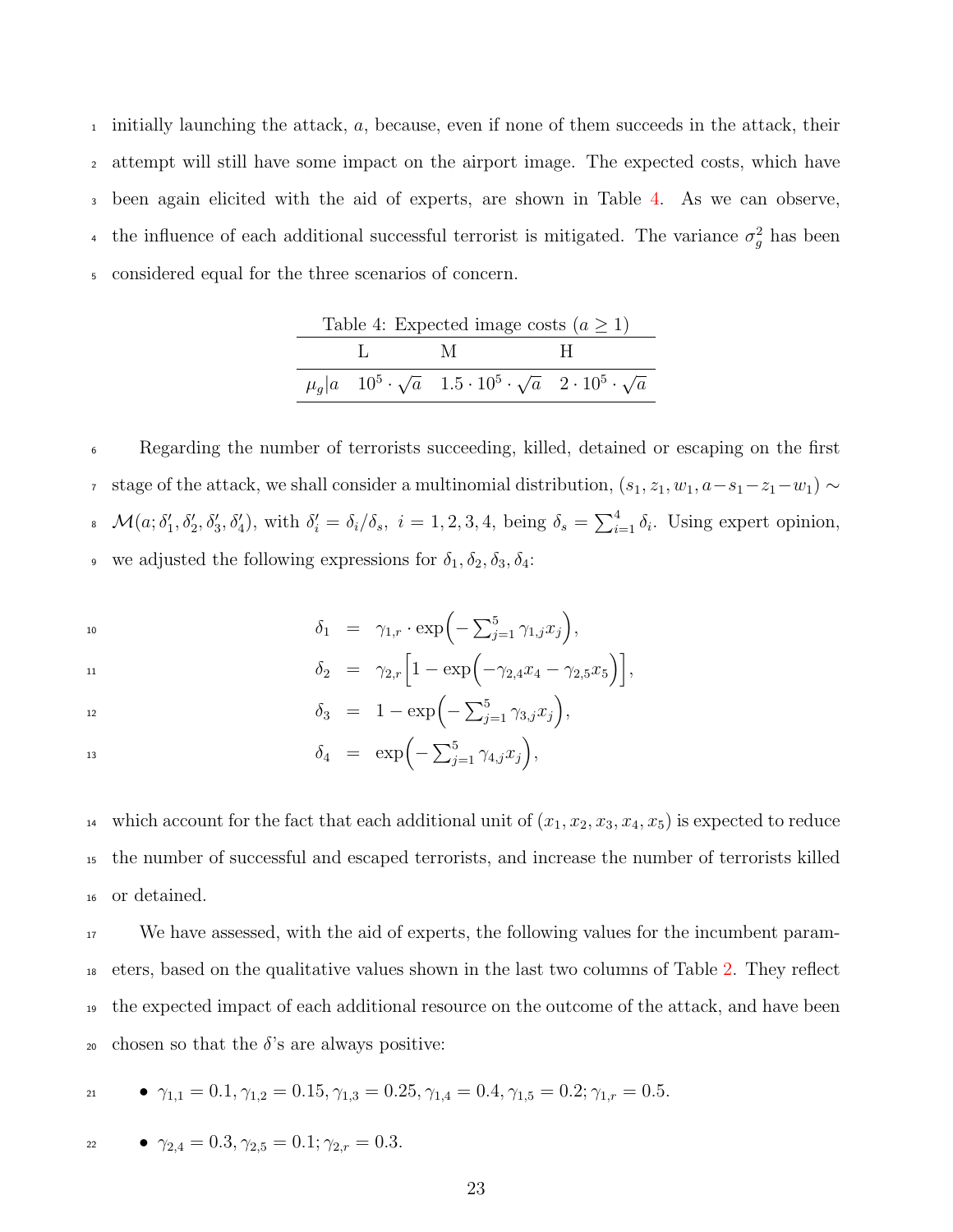initially launching the attack, $a$, because, even if none of them succeeds in the attack, their attempt will still have some impact on the airport image. The expected costs, which have been again elicited with the aid of experts, are shown in Table 4. As we can observe, the influence of each additional successful terrorist is mitigated. The variance $\sigma_g^2$ has been considered equal for the three scenarios of concern.

Table 4: Expected image costs ($a \geq 1$)

| | L | M | H |
|---|---|---|---|
| $\mu_g \vert a$ | $10^5 \cdot \sqrt{a}$ | $1.5 \cdot 10^5 \cdot \sqrt{a}$ | $2 \cdot 10^5 \cdot \sqrt{a}$ |

Regarding the number of terrorists succeeding, killed, detained or escaping on the first stage of the attack, we shall consider a multinomial distribution, $(s_1, z_1, w_1, a - s_1 - z_1 - w_1) \sim \mathcal{M}(a; \delta_1', \delta_2', \delta_3', \delta_4')$, with $\delta_i' = \delta_i / \delta_s,\ i = 1, 2, 3, 4$, being $\delta_s = \sum_{i=1}^{4} \delta_i$. Using expert opinion, we adjusted the following expressions for $\delta_1, \delta_2, \delta_3, \delta_4$:

$$
\begin{aligned}
\delta_1 &= \gamma_{1,r} \cdot \exp\Big(-\textstyle\sum_{j=1}^{5} \gamma_{1,j} x_j\Big), \\
\delta_2 &= \gamma_{2,r}\Big[1 - \exp\Big(-\gamma_{2,4} x_4 - \gamma_{2,5} x_5\Big)\Big], \\
\delta_3 &= 1 - \exp\Big(-\textstyle\sum_{j=1}^{5} \gamma_{3,j} x_j\Big), \\
\delta_4 &= \exp\Big(-\textstyle\sum_{j=1}^{5} \gamma_{4,j} x_j\Big),
\end{aligned}
$$

which account for the fact that each additional unit of $(x_1, x_2, x_3, x_4, x_5)$ is expected to reduce the number of successful and escaped terrorists, and increase the number of terrorists killed or detained.

We have assessed, with the aid of experts, the following values for the incumbent parameters, based on the qualitative values shown in the last two columns of Table 2. They reflect the expected impact of each additional resource on the outcome of the attack, and have been chosen so that the $\delta$'s are always positive:

- $\gamma_{1,1} = 0.1, \gamma_{1,2} = 0.15, \gamma_{1,3} = 0.25, \gamma_{1,4} = 0.4, \gamma_{1,5} = 0.2; \gamma_{1,r} = 0.5.$
- $\gamma_{2,4} = 0.3, \gamma_{2,5} = 0.1; \gamma_{2,r} = 0.3.$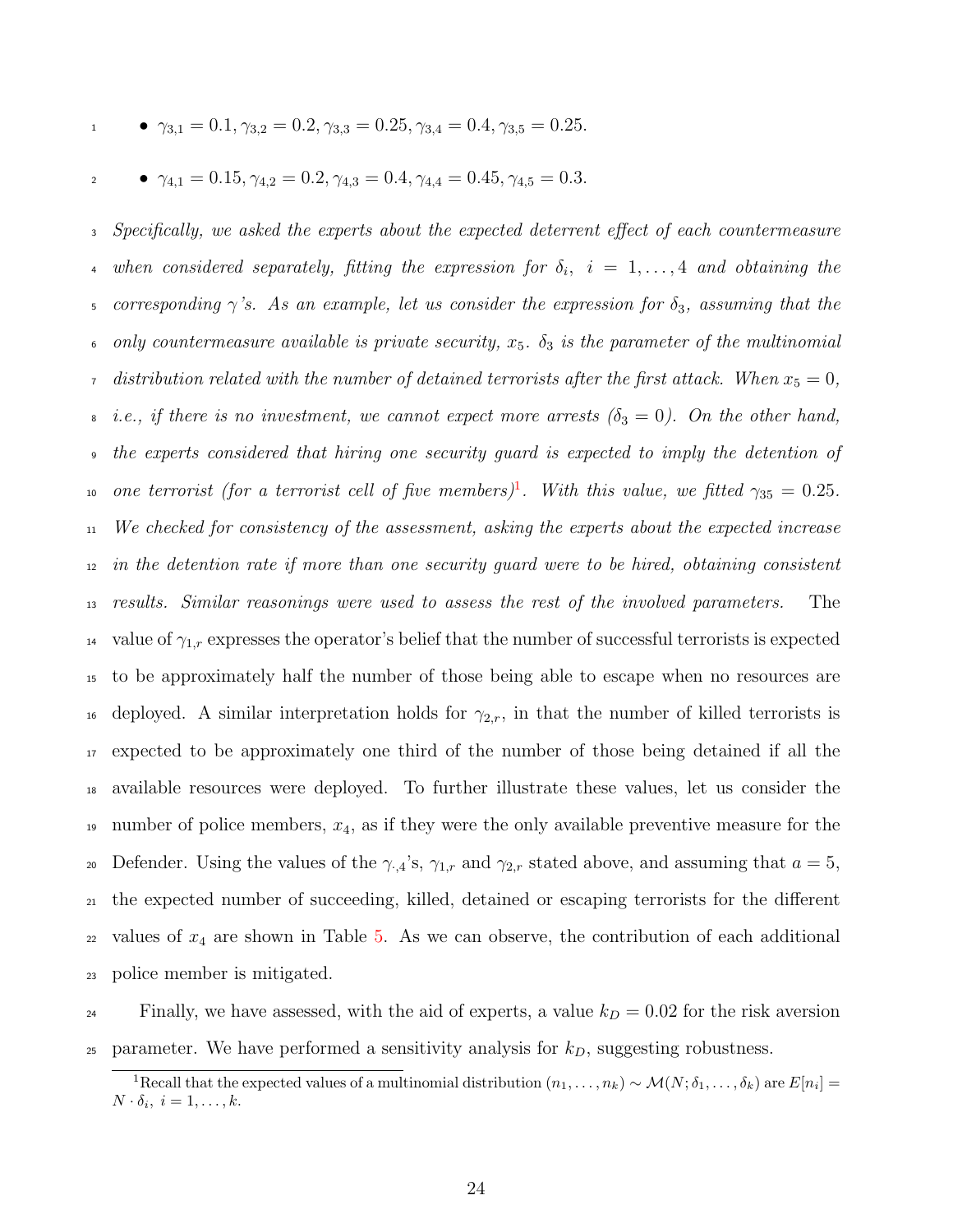- $\gamma_{3,1} = 0.1, \gamma_{3,2} = 0.2, \gamma_{3,3} = 0.25, \gamma_{3,4} = 0.4, \gamma_{3,5} = 0.25$.
- $\gamma_{4,1} = 0.15, \gamma_{4,2} = 0.2, \gamma_{4,3} = 0.4, \gamma_{4,4} = 0.45, \gamma_{4,5} = 0.3$.

*Specifically, we asked the experts about the expected deterrent effect of each countermeasure when considered separately, fitting the expression for $\delta_i$, $i = 1, \ldots, 4$ and obtaining the corresponding $\gamma$'s. As an example, let us consider the expression for $\delta_3$, assuming that the only countermeasure available is private security, $x_5$. $\delta_3$ is the parameter of the multinomial distribution related with the number of detained terrorists after the first attack. When $x_5 = 0$, i.e., if there is no investment, we cannot expect more arrests ($\delta_3 = 0$). On the other hand, the experts considered that hiring one security guard is expected to imply the detention of one terrorist (for a terrorist cell of five members)[1]. With this value, we fitted $\gamma_{35} = 0.25$. We checked for consistency of the assessment, asking the experts about the expected increase in the detention rate if more than one security guard were to be hired, obtaining consistent results. Similar reasonings were used to assess the rest of the involved parameters.* The value of $\gamma_{1,r}$ expresses the operator's belief that the number of successful terrorists is expected to be approximately half the number of those being able to escape when no resources are deployed. A similar interpretation holds for $\gamma_{2,r}$, in that the number of killed terrorists is expected to be approximately one third of the number of those being detained if all the available resources were deployed. To further illustrate these values, let us consider the number of police members, $x_4$, as if they were the only available preventive measure for the Defender. Using the values of the $\gamma_{\cdot,4}$'s, $\gamma_{1,r}$ and $\gamma_{2,r}$ stated above, and assuming that $a = 5$, the expected number of succeeding, killed, detained or escaping terrorists for the different values of $x_4$ are shown in Table 5. As we can observe, the contribution of each additional police member is mitigated.

Finally, we have assessed, with the aid of experts, a value $k_D = 0.02$ for the risk aversion parameter. We have performed a sensitivity analysis for $k_D$, suggesting robustness.

[1] Recall that the expected values of a multinomial distribution $(n_1, \ldots, n_k) \sim \mathcal{M}(N; \delta_1, \ldots, \delta_k)$ are $E[n_i] = N \cdot \delta_i, \ i = 1, \ldots, k$.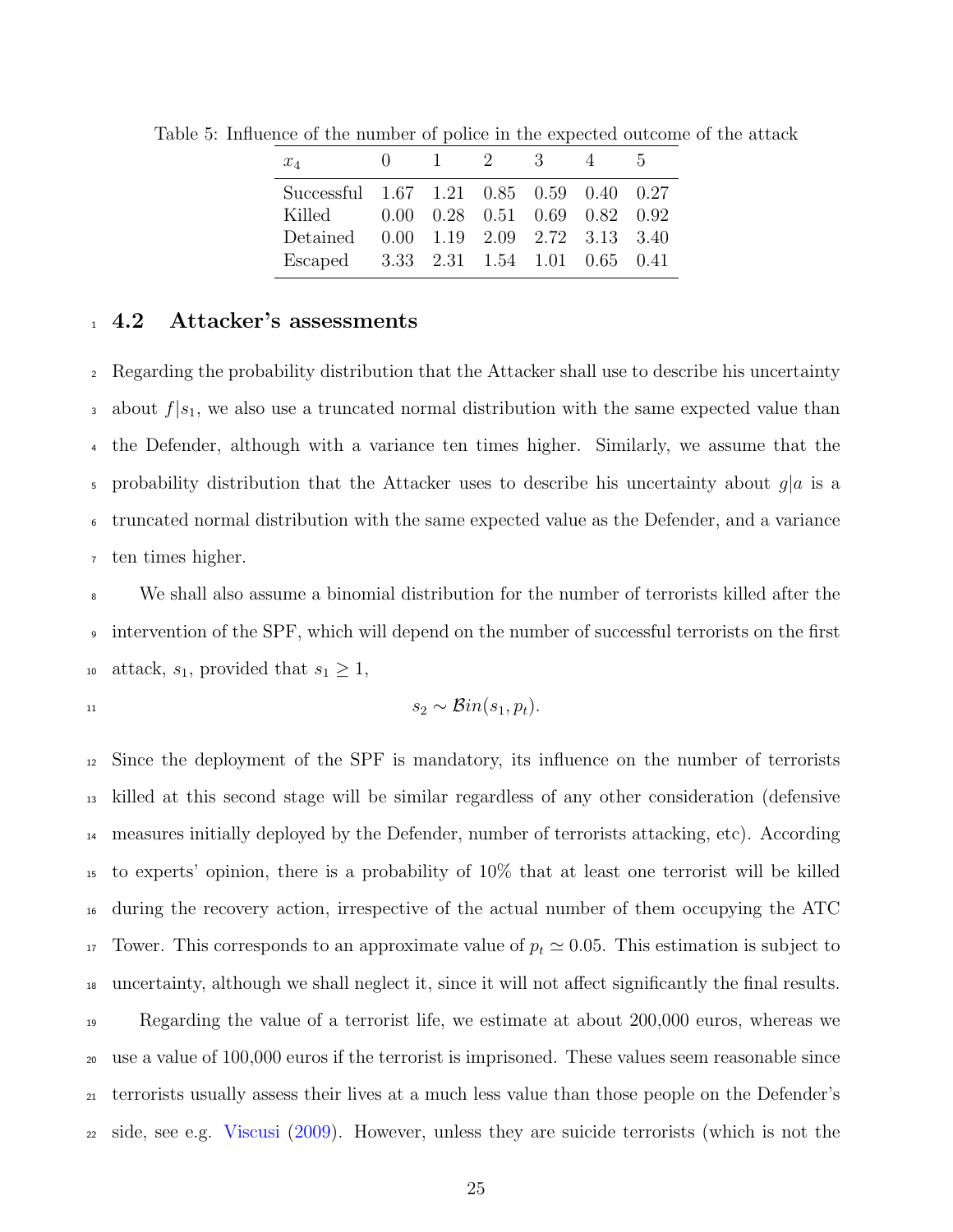Table 5: Influence of the number of police in the expected outcome of the attack

| $x_4$ | 0 | 1 | 2 | 3 | 4 | 5 |
|---|---|---|---|---|---|---|
| Successful | 1.67 | 1.21 | 0.85 | 0.59 | 0.40 | 0.27 |
| Killed | 0.00 | 0.28 | 0.51 | 0.69 | 0.82 | 0.92 |
| Detained | 0.00 | 1.19 | 2.09 | 2.72 | 3.13 | 3.40 |
| Escaped | 3.33 | 2.31 | 1.54 | 1.01 | 0.65 | 0.41 |

### 4.2 Attacker's assessments

Regarding the probability distribution that the Attacker shall use to describe his uncertainty about $f|s_1$, we also use a truncated normal distribution with the same expected value than the Defender, although with a variance ten times higher. Similarly, we assume that the probability distribution that the Attacker uses to describe his uncertainty about $g|a$ is a truncated normal distribution with the same expected value as the Defender, and a variance ten times higher.

We shall also assume a binomial distribution for the number of terrorists killed after the intervention of the SPF, which will depend on the number of successful terrorists on the first attack, $s_1$, provided that $s_1 \geq 1$,

$$s_2 \sim \mathcal{B}in(s_1, p_t).$$

Since the deployment of the SPF is mandatory, its influence on the number of terrorists killed at this second stage will be similar regardless of any other consideration (defensive measures initially deployed by the Defender, number of terrorists attacking, etc). According to experts' opinion, there is a probability of 10% that at least one terrorist will be killed during the recovery action, irrespective of the actual number of them occupying the ATC Tower. This corresponds to an approximate value of $p_t \simeq 0.05$. This estimation is subject to uncertainty, although we shall neglect it, since it will not affect significantly the final results.

Regarding the value of a terrorist life, we estimate at about 200,000 euros, whereas we use a value of 100,000 euros if the terrorist is imprisoned. These values seem reasonable since terrorists usually assess their lives at a much less value than those people on the Defender's side, see e.g. Viscusi (2009). However, unless they are suicide terrorists (which is not the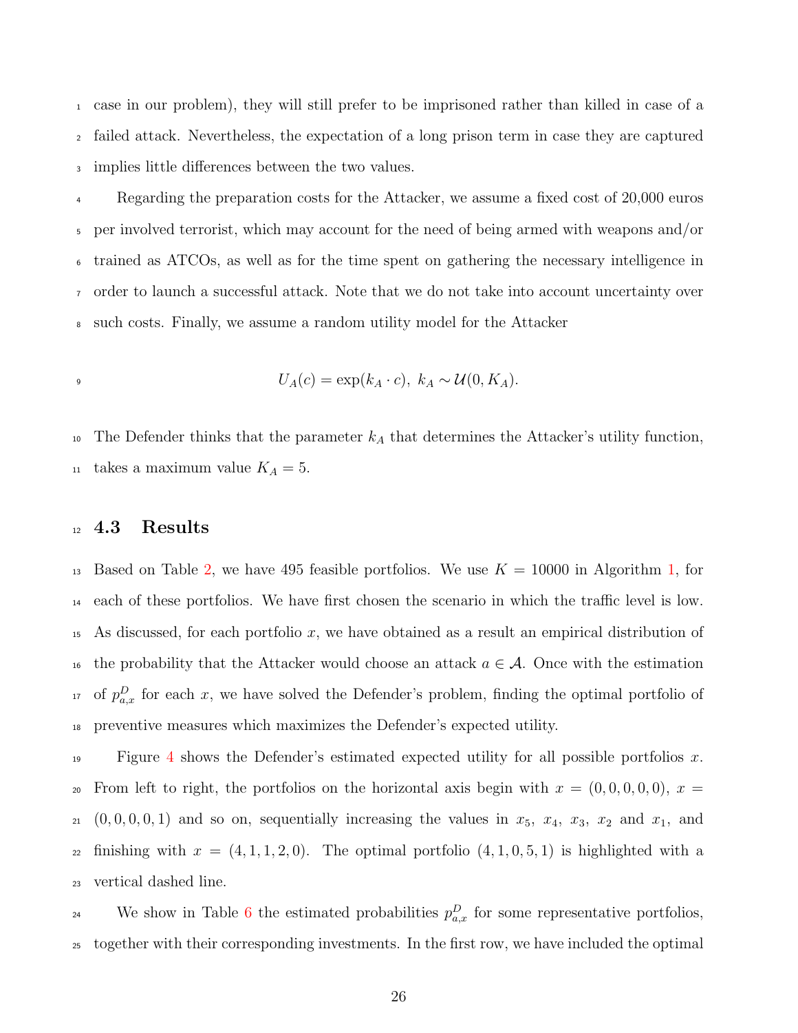case in our problem), they will still prefer to be imprisoned rather than killed in case of a failed attack. Nevertheless, the expectation of a long prison term in case they are captured implies little differences between the two values.

Regarding the preparation costs for the Attacker, we assume a fixed cost of 20,000 euros per involved terrorist, which may account for the need of being armed with weapons and/or trained as ATCOs, as well as for the time spent on gathering the necessary intelligence in order to launch a successful attack. Note that we do not take into account uncertainty over such costs. Finally, we assume a random utility model for the Attacker

$$U_A(c) = \exp(k_A \cdot c),\ k_A \sim \mathcal{U}(0, K_A).$$

The Defender thinks that the parameter $k_A$ that determines the Attacker's utility function, takes a maximum value $K_A = 5$.

### 4.3 Results

Based on Table 2, we have 495 feasible portfolios. We use $K = 10000$ in Algorithm 1, for each of these portfolios. We have first chosen the scenario in which the traffic level is low. As discussed, for each portfolio $x$, we have obtained as a result an empirical distribution of the probability that the Attacker would choose an attack $a \in \mathcal{A}$. Once with the estimation of $p^D_{a,x}$ for each $x$, we have solved the Defender's problem, finding the optimal portfolio of preventive measures which maximizes the Defender's expected utility.

Figure 4 shows the Defender's estimated expected utility for all possible portfolios $x$. From left to right, the portfolios on the horizontal axis begin with $x = (0, 0, 0, 0, 0)$, $x = (0, 0, 0, 0, 1)$ and so on, sequentially increasing the values in $x_5$, $x_4$, $x_3$, $x_2$ and $x_1$, and finishing with $x = (4, 1, 1, 2, 0)$. The optimal portfolio $(4, 1, 0, 5, 1)$ is highlighted with a vertical dashed line.

We show in Table 6 the estimated probabilities $p^D_{a,x}$ for some representative portfolios, together with their corresponding investments. In the first row, we have included the optimal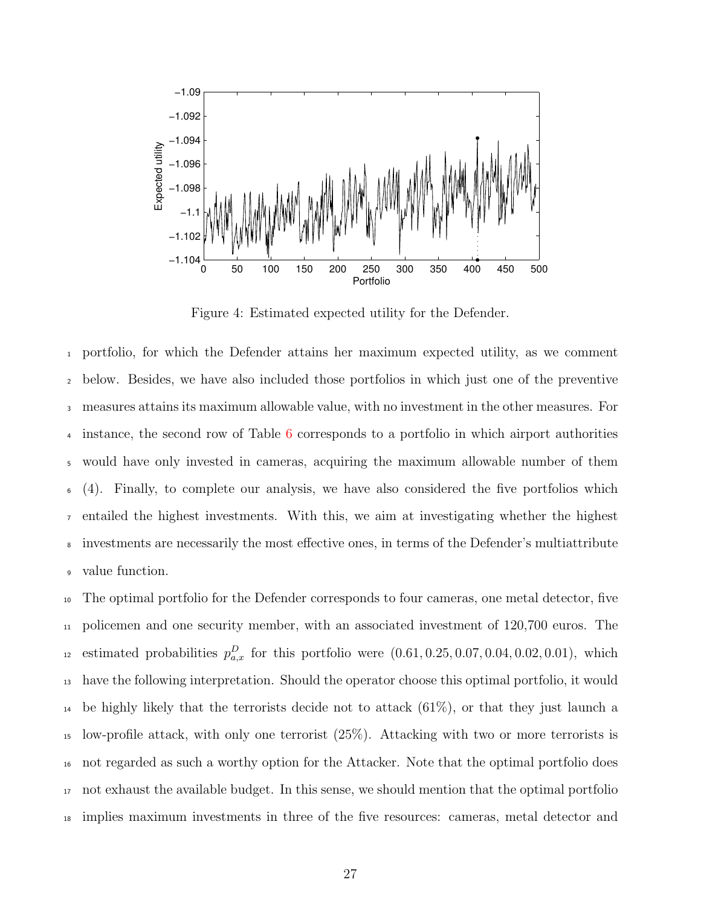Figure 4: Estimated expected utility for the Defender.

portfolio, for which the Defender attains her maximum expected utility, as we comment below. Besides, we have also included those portfolios in which just one of the preventive measures attains its maximum allowable value, with no investment in the other measures. For instance, the second row of Table 6 corresponds to a portfolio in which airport authorities would have only invested in cameras, acquiring the maximum allowable number of them (4). Finally, to complete our analysis, we have also considered the five portfolios which entailed the highest investments. With this, we aim at investigating whether the highest investments are necessarily the most effective ones, in terms of the Defender's multiattribute value function.

The optimal portfolio for the Defender corresponds to four cameras, one metal detector, five policemen and one security member, with an associated investment of 120,700 euros. The estimated probabilities $p^D_{a,x}$ for this portfolio were $(0.61, 0.25, 0.07, 0.04, 0.02, 0.01)$, which have the following interpretation. Should the operator choose this optimal portfolio, it would be highly likely that the terrorists decide not to attack (61%), or that they just launch a low-profile attack, with only one terrorist (25%). Attacking with two or more terrorists is not regarded as such a worthy option for the Attacker. Note that the optimal portfolio does not exhaust the available budget. In this sense, we should mention that the optimal portfolio implies maximum investments in three of the five resources: cameras, metal detector and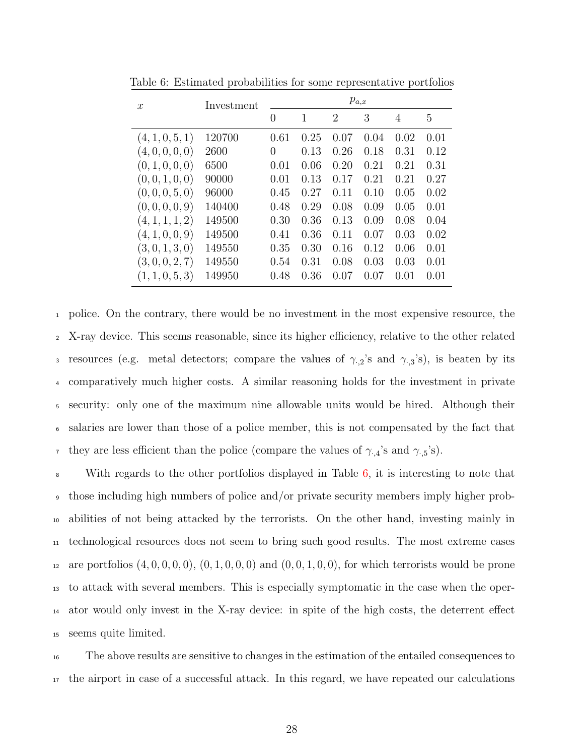Table 6: Estimated probabilities for some representative portfolios

| $x$ | Investment | $p_{a,x}$ | | | | | |
|---|---|---|---|---|---|---|---|
| | | 0 | 1 | 2 | 3 | 4 | 5 |
| $(4, 1, 0, 5, 1)$ | 120700 | 0.61 | 0.25 | 0.07 | 0.04 | 0.02 | 0.01 |
| $(4, 0, 0, 0, 0)$ | 2600 | 0 | 0.13 | 0.26 | 0.18 | 0.31 | 0.12 |
| $(0, 1, 0, 0, 0)$ | 6500 | 0.01 | 0.06 | 0.20 | 0.21 | 0.21 | 0.31 |
| $(0, 0, 1, 0, 0)$ | 90000 | 0.01 | 0.13 | 0.17 | 0.21 | 0.21 | 0.27 |
| $(0, 0, 0, 5, 0)$ | 96000 | 0.45 | 0.27 | 0.11 | 0.10 | 0.05 | 0.02 |
| $(0, 0, 0, 0, 9)$ | 140400 | 0.48 | 0.29 | 0.08 | 0.09 | 0.05 | 0.01 |
| $(4, 1, 1, 1, 2)$ | 149500 | 0.30 | 0.36 | 0.13 | 0.09 | 0.08 | 0.04 |
| $(4, 1, 0, 0, 9)$ | 149500 | 0.41 | 0.36 | 0.11 | 0.07 | 0.03 | 0.02 |
| $(3, 0, 1, 3, 0)$ | 149550 | 0.35 | 0.30 | 0.16 | 0.12 | 0.06 | 0.01 |
| $(3, 0, 0, 2, 7)$ | 149550 | 0.54 | 0.31 | 0.08 | 0.03 | 0.03 | 0.01 |
| $(1, 1, 0, 5, 3)$ | 149950 | 0.48 | 0.36 | 0.07 | 0.07 | 0.01 | 0.01 |

police. On the contrary, there would be no investment in the most expensive resource, the X-ray device. This seems reasonable, since its higher efficiency, relative to the other related resources (e.g. metal detectors; compare the values of $\gamma_{\cdot,2}$'s and $\gamma_{\cdot,3}$'s), is beaten by its comparatively much higher costs. A similar reasoning holds for the investment in private security: only one of the maximum nine allowable units would be hired. Although their salaries are lower than those of a police member, this is not compensated by the fact that they are less efficient than the police (compare the values of $\gamma_{\cdot,4}$'s and $\gamma_{\cdot,5}$'s).

With regards to the other portfolios displayed in Table 6, it is interesting to note that those including high numbers of police and/or private security members imply higher probabilities of not being attacked by the terrorists. On the other hand, investing mainly in technological resources does not seem to bring such good results. The most extreme cases are portfolios $(4, 0, 0, 0, 0)$, $(0, 1, 0, 0, 0)$ and $(0, 0, 1, 0, 0)$, for which terrorists would be prone to attack with several members. This is especially symptomatic in the case when the operator would only invest in the X-ray device: in spite of the high costs, the deterrent effect seems quite limited.

The above results are sensitive to changes in the estimation of the entailed consequences to the airport in case of a successful attack. In this regard, we have repeated our calculations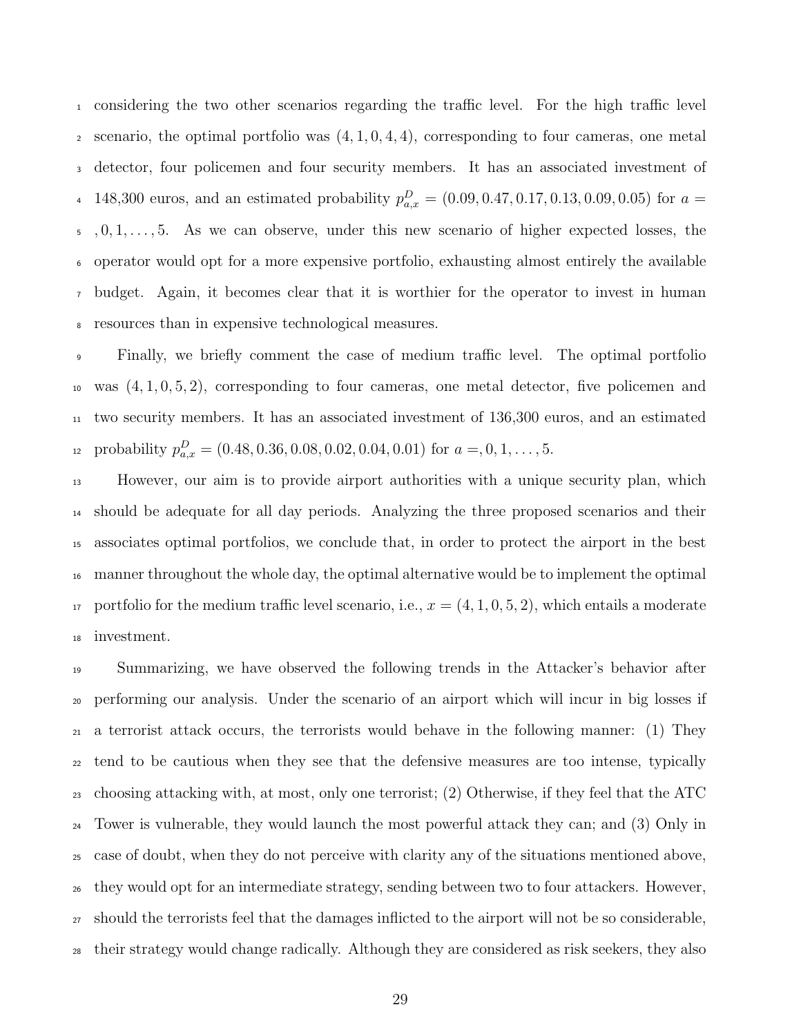considering the two other scenarios regarding the traffic level. For the high traffic level scenario, the optimal portfolio was $(4, 1, 0, 4, 4)$, corresponding to four cameras, one metal detector, four policemen and four security members. It has an associated investment of 148,300 euros, and an estimated probability $p^D_{a,x} = (0.09, 0.47, 0.17, 0.13, 0.09, 0.05)$ for $a = , 0, 1, \ldots, 5$. As we can observe, under this new scenario of higher expected losses, the operator would opt for a more expensive portfolio, exhausting almost entirely the available budget. Again, it becomes clear that it is worthier for the operator to invest in human resources than in expensive technological measures.

Finally, we briefly comment the case of medium traffic level. The optimal portfolio was $(4, 1, 0, 5, 2)$, corresponding to four cameras, one metal detector, five policemen and two security members. It has an associated investment of 136,300 euros, and an estimated probability $p^D_{a,x} = (0.48, 0.36, 0.08, 0.02, 0.04, 0.01)$ for $a =, 0, 1, \ldots, 5$.

However, our aim is to provide airport authorities with a unique security plan, which should be adequate for all day periods. Analyzing the three proposed scenarios and their associates optimal portfolios, we conclude that, in order to protect the airport in the best manner throughout the whole day, the optimal alternative would be to implement the optimal portfolio for the medium traffic level scenario, i.e., $x = (4, 1, 0, 5, 2)$, which entails a moderate investment.

Summarizing, we have observed the following trends in the Attacker's behavior after performing our analysis. Under the scenario of an airport which will incur in big losses if a terrorist attack occurs, the terrorists would behave in the following manner: (1) They tend to be cautious when they see that the defensive measures are too intense, typically choosing attacking with, at most, only one terrorist; (2) Otherwise, if they feel that the ATC Tower is vulnerable, they would launch the most powerful attack they can; and (3) Only in case of doubt, when they do not perceive with clarity any of the situations mentioned above, they would opt for an intermediate strategy, sending between two to four attackers. However, should the terrorists feel that the damages inflicted to the airport will not be so considerable, their strategy would change radically. Although they are considered as risk seekers, they also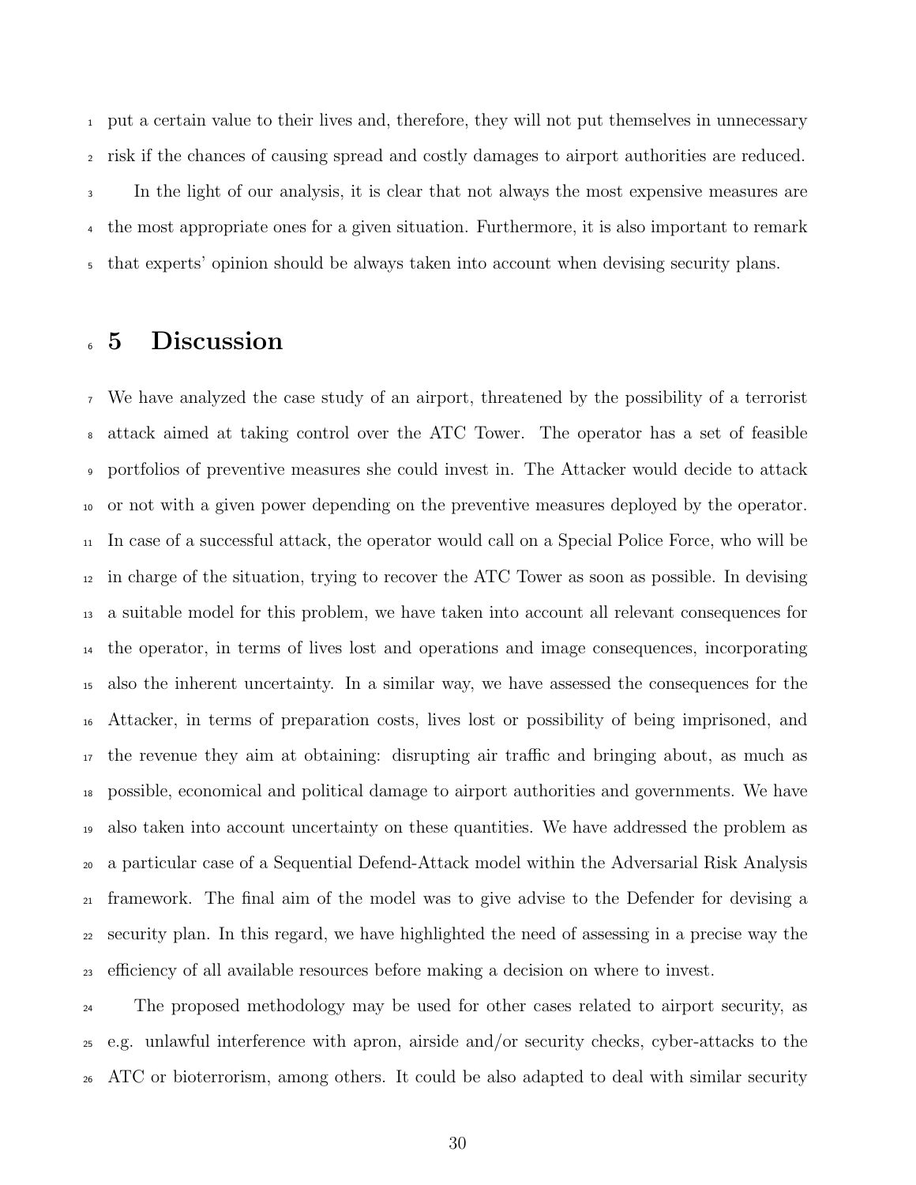put a certain value to their lives and, therefore, they will not put themselves in unnecessary risk if the chances of causing spread and costly damages to airport authorities are reduced.

In the light of our analysis, it is clear that not always the most expensive measures are the most appropriate ones for a given situation. Furthermore, it is also important to remark that experts' opinion should be always taken into account when devising security plans.

## 5 Discussion

We have analyzed the case study of an airport, threatened by the possibility of a terrorist attack aimed at taking control over the ATC Tower. The operator has a set of feasible portfolios of preventive measures she could invest in. The Attacker would decide to attack or not with a given power depending on the preventive measures deployed by the operator. In case of a successful attack, the operator would call on a Special Police Force, who will be in charge of the situation, trying to recover the ATC Tower as soon as possible. In devising a suitable model for this problem, we have taken into account all relevant consequences for the operator, in terms of lives lost and operations and image consequences, incorporating also the inherent uncertainty. In a similar way, we have assessed the consequences for the Attacker, in terms of preparation costs, lives lost or possibility of being imprisoned, and the revenue they aim at obtaining: disrupting air traffic and bringing about, as much as possible, economical and political damage to airport authorities and governments. We have also taken into account uncertainty on these quantities. We have addressed the problem as a particular case of a Sequential Defend-Attack model within the Adversarial Risk Analysis framework. The final aim of the model was to give advise to the Defender for devising a security plan. In this regard, we have highlighted the need of assessing in a precise way the efficiency of all available resources before making a decision on where to invest.

The proposed methodology may be used for other cases related to airport security, as e.g. unlawful interference with apron, airside and/or security checks, cyber-attacks to the ATC or bioterrorism, among others. It could be also adapted to deal with similar security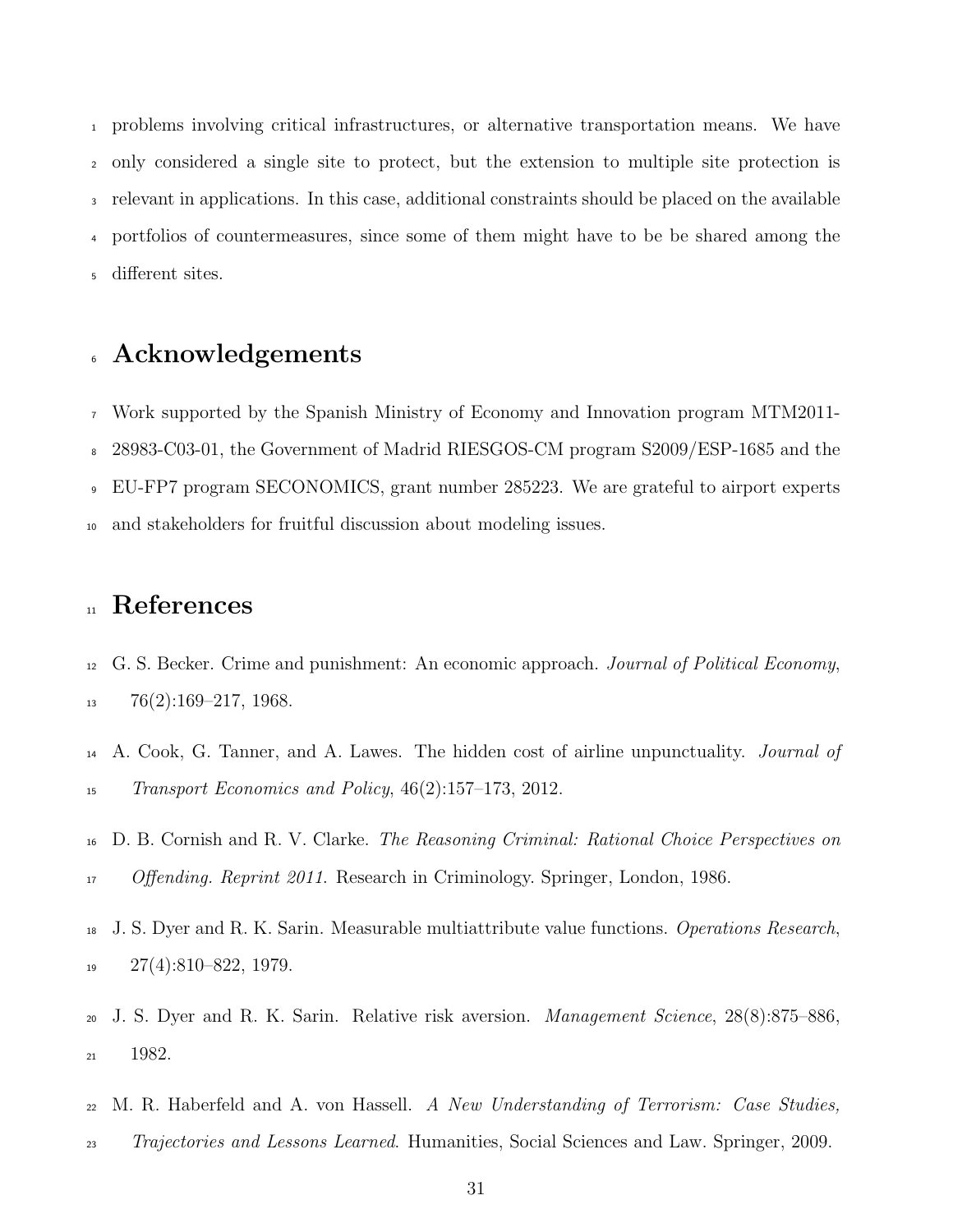problems involving critical infrastructures, or alternative transportation means. We have only considered a single site to protect, but the extension to multiple site protection is relevant in applications. In this case, additional constraints should be placed on the available portfolios of countermeasures, since some of them might have to be be shared among the different sites.

# Acknowledgements

Work supported by the Spanish Ministry of Economy and Innovation program MTM2011-28983-C03-01, the Government of Madrid RIESGOS-CM program S2009/ESP-1685 and the EU-FP7 program SECONOMICS, grant number 285223. We are grateful to airport experts and stakeholders for fruitful discussion about modeling issues.

# References

G. S. Becker. Crime and punishment: An economic approach. *Journal of Political Economy*, 76(2):169–217, 1968.

A. Cook, G. Tanner, and A. Lawes. The hidden cost of airline unpunctuality. *Journal of Transport Economics and Policy*, 46(2):157–173, 2012.

D. B. Cornish and R. V. Clarke. *The Reasoning Criminal: Rational Choice Perspectives on Offending. Reprint 2011.* Research in Criminology. Springer, London, 1986.

J. S. Dyer and R. K. Sarin. Measurable multiattribute value functions. *Operations Research*, 27(4):810–822, 1979.

J. S. Dyer and R. K. Sarin. Relative risk aversion. *Management Science*, 28(8):875–886, 1982.

M. R. Haberfeld and A. von Hassell. *A New Understanding of Terrorism: Case Studies, Trajectories and Lessons Learned*. Humanities, Social Sciences and Law. Springer, 2009.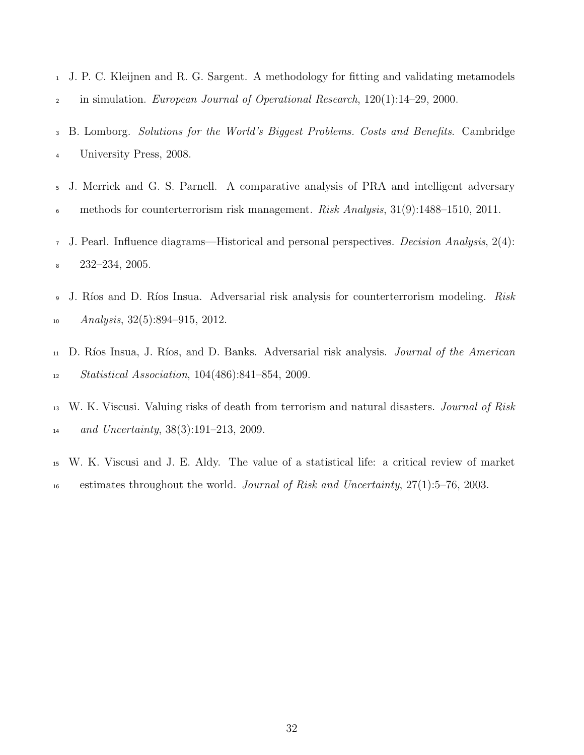J. P. C. Kleijnen and R. G. Sargent. A methodology for fitting and validating metamodels in simulation. *European Journal of Operational Research*, 120(1):14–29, 2000.

B. Lomborg. *Solutions for the World's Biggest Problems. Costs and Benefits*. Cambridge University Press, 2008.

J. Merrick and G. S. Parnell. A comparative analysis of PRA and intelligent adversary methods for counterterrorism risk management. *Risk Analysis*, 31(9):1488–1510, 2011.

J. Pearl. Influence diagrams—Historical and personal perspectives. *Decision Analysis*, 2(4): 232–234, 2005.

J. Ríos and D. Ríos Insua. Adversarial risk analysis for counterterrorism modeling. *Risk Analysis*, 32(5):894–915, 2012.

D. Ríos Insua, J. Ríos, and D. Banks. Adversarial risk analysis. *Journal of the American Statistical Association*, 104(486):841–854, 2009.

W. K. Viscusi. Valuing risks of death from terrorism and natural disasters. *Journal of Risk and Uncertainty*, 38(3):191–213, 2009.

W. K. Viscusi and J. E. Aldy. The value of a statistical life: a critical review of market estimates throughout the world. *Journal of Risk and Uncertainty*, 27(1):5–76, 2003.